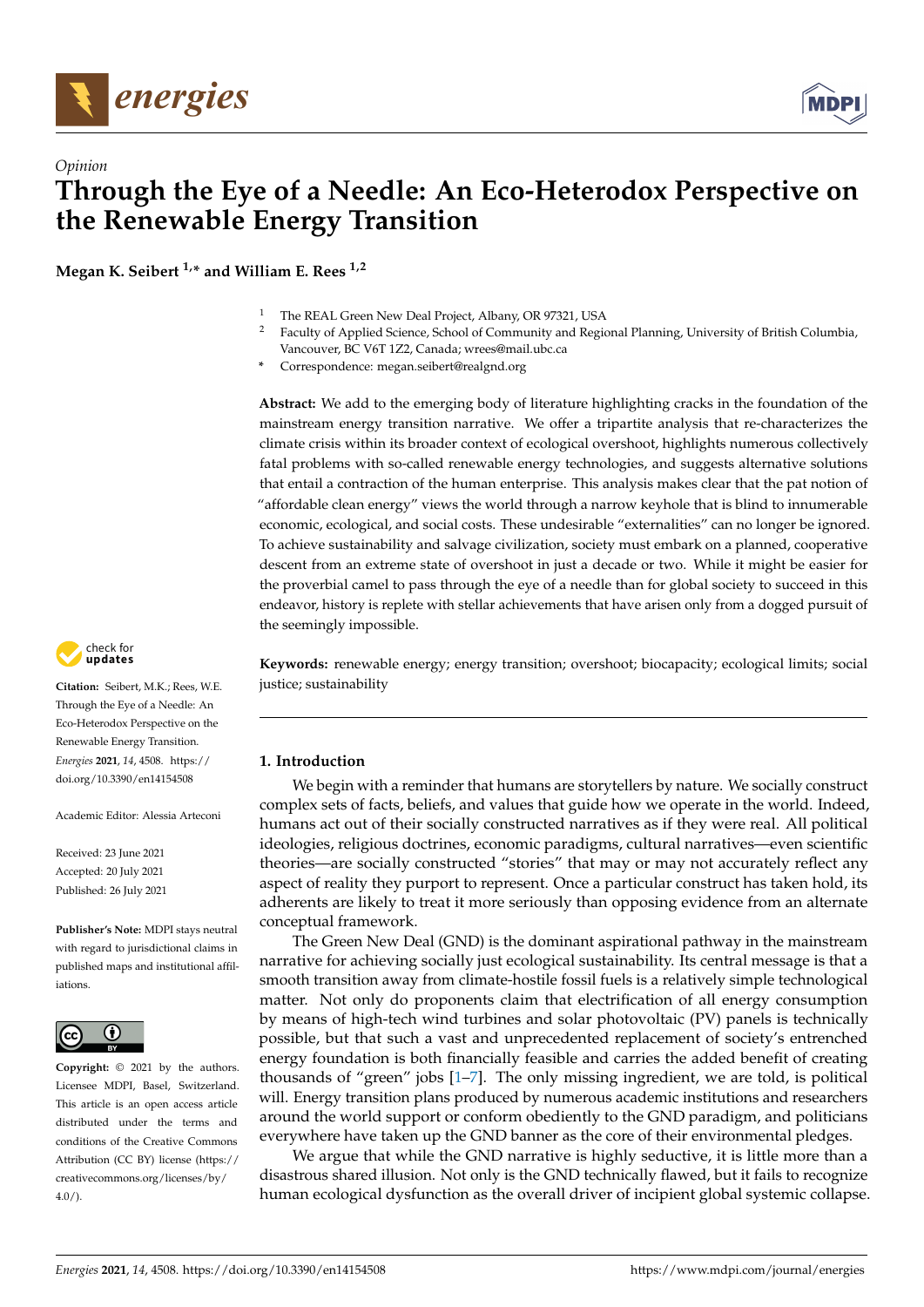*Opinion*

# Through the Eye of a Needle: An Eco-Heterodox Perspective on the Renewable Energy Transition

**Megan K. Seibert [1,*] and William E. Rees [1,2]**

[1] The REAL Green New Deal Project, Albany, OR 97321, USA
[2] Faculty of Applied Science, School of Community and Regional Planning, University of British Columbia, Vancouver, BC V6T 1Z2, Canada; wrees@mail.ubc.ca
[*] Correspondence: megan.seibert@realgnd.org

**Abstract:** We add to the emerging body of literature highlighting cracks in the foundation of the mainstream energy transition narrative. We offer a tripartite analysis that re-characterizes the climate crisis within its broader context of ecological overshoot, highlights numerous collectively fatal problems with so-called renewable energy technologies, and suggests alternative solutions that entail a contraction of the human enterprise. This analysis makes clear that the pat notion of "affordable clean energy" views the world through a narrow keyhole that is blind to innumerable economic, ecological, and social costs. These undesirable "externalities" can no longer be ignored. To achieve sustainability and salvage civilization, society must embark on a planned, cooperative descent from an extreme state of overshoot in just a decade or two. While it might be easier for the proverbial camel to pass through the eye of a needle than for global society to succeed in this endeavor, history is replete with stellar achievements that have arisen only from a dogged pursuit of the seemingly impossible.

**Keywords:** renewable energy; energy transition; overshoot; biocapacity; ecological limits; social justice; sustainability

**Citation:** Seibert, M.K.; Rees, W.E. Through the Eye of a Needle: An Eco-Heterodox Perspective on the Renewable Energy Transition. *Energies* **2021**, *14*, 4508. https://doi.org/10.3390/en14154508

Academic Editor: Alessia Arteconi

Received: 23 June 2021
Accepted: 20 July 2021
Published: 26 July 2021

**Publisher's Note:** MDPI stays neutral with regard to jurisdictional claims in published maps and institutional affiliations.

**Copyright:** © 2021 by the authors. Licensee MDPI, Basel, Switzerland. This article is an open access article distributed under the terms and conditions of the Creative Commons Attribution (CC BY) license (https://creativecommons.org/licenses/by/4.0/).

## 1. Introduction

We begin with a reminder that humans are storytellers by nature. We socially construct complex sets of facts, beliefs, and values that guide how we operate in the world. Indeed, humans act out of their socially constructed narratives as if they were real. All political ideologies, religious doctrines, economic paradigms, cultural narratives—even scientific theories—are socially constructed "stories" that may or may not accurately reflect any aspect of reality they purport to represent. Once a particular construct has taken hold, its adherents are likely to treat it more seriously than opposing evidence from an alternate conceptual framework.

The Green New Deal (GND) is the dominant aspirational pathway in the mainstream narrative for achieving socially just ecological sustainability. Its central message is that a smooth transition away from climate-hostile fossil fuels is a relatively simple technological matter. Not only do proponents claim that electrification of all energy consumption by means of high-tech wind turbines and solar photovoltaic (PV) panels is technically possible, but that such a vast and unprecedented replacement of society's entrenched energy foundation is both financially feasible and carries the added benefit of creating thousands of "green" jobs [1–7]. The only missing ingredient, we are told, is political will. Energy transition plans produced by numerous academic institutions and researchers around the world support or conform obediently to the GND paradigm, and politicians everywhere have taken up the GND banner as the core of their environmental pledges.

We argue that while the GND narrative is highly seductive, it is little more than a disastrous shared illusion. Not only is the GND technically flawed, but it fails to recognize human ecological dysfunction as the overall driver of incipient global systemic collapse.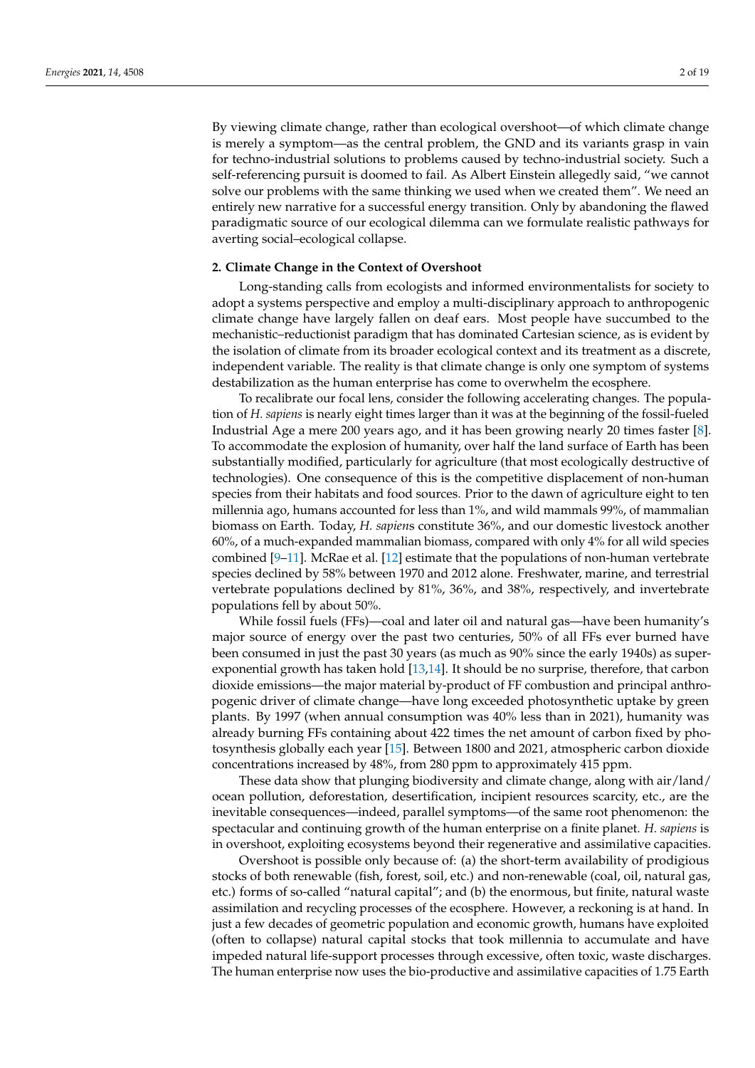By viewing climate change, rather than ecological overshoot—of which climate change is merely a symptom—as the central problem, the GND and its variants grasp in vain for techno-industrial solutions to problems caused by techno-industrial society. Such a self-referencing pursuit is doomed to fail. As Albert Einstein allegedly said, "we cannot solve our problems with the same thinking we used when we created them". We need an entirely new narrative for a successful energy transition. Only by abandoning the flawed paradigmatic source of our ecological dilemma can we formulate realistic pathways for averting social–ecological collapse.

## 2. Climate Change in the Context of Overshoot

Long-standing calls from ecologists and informed environmentalists for society to adopt a systems perspective and employ a multi-disciplinary approach to anthropogenic climate change have largely fallen on deaf ears. Most people have succumbed to the mechanistic–reductionist paradigm that has dominated Cartesian science, as is evident by the isolation of climate from its broader ecological context and its treatment as a discrete, independent variable. The reality is that climate change is only one symptom of systems destabilization as the human enterprise has come to overwhelm the ecosphere.

To recalibrate our focal lens, consider the following accelerating changes. The population of *H. sapiens* is nearly eight times larger than it was at the beginning of the fossil-fueled Industrial Age a mere 200 years ago, and it has been growing nearly 20 times faster [8]. To accommodate the explosion of humanity, over half the land surface of Earth has been substantially modified, particularly for agriculture (that most ecologically destructive of technologies). One consequence of this is the competitive displacement of non-human species from their habitats and food sources. Prior to the dawn of agriculture eight to ten millennia ago, humans accounted for less than 1%, and wild mammals 99%, of mammalian biomass on Earth. Today, *H. sapiens* constitute 36%, and our domestic livestock another 60%, of a much-expanded mammalian biomass, compared with only 4% for all wild species combined [9–11]. McRae et al. [12] estimate that the populations of non-human vertebrate species declined by 58% between 1970 and 2012 alone. Freshwater, marine, and terrestrial vertebrate populations declined by 81%, 36%, and 38%, respectively, and invertebrate populations fell by about 50%.

While fossil fuels (FFs)—coal and later oil and natural gas—have been humanity's major source of energy over the past two centuries, 50% of all FFs ever burned have been consumed in just the past 30 years (as much as 90% since the early 1940s) as super-exponential growth has taken hold [13,14]. It should be no surprise, therefore, that carbon dioxide emissions—the major material by-product of FF combustion and principal anthropogenic driver of climate change—have long exceeded photosynthetic uptake by green plants. By 1997 (when annual consumption was 40% less than in 2021), humanity was already burning FFs containing about 422 times the net amount of carbon fixed by photosynthesis globally each year [15]. Between 1800 and 2021, atmospheric carbon dioxide concentrations increased by 48%, from 280 ppm to approximately 415 ppm.

These data show that plunging biodiversity and climate change, along with air/land/ocean pollution, deforestation, desertification, incipient resources scarcity, etc., are the inevitable consequences—indeed, parallel symptoms—of the same root phenomenon: the spectacular and continuing growth of the human enterprise on a finite planet. *H. sapiens* is in overshoot, exploiting ecosystems beyond their regenerative and assimilative capacities.

Overshoot is possible only because of: (a) the short-term availability of prodigious stocks of both renewable (fish, forest, soil, etc.) and non-renewable (coal, oil, natural gas, etc.) forms of so-called "natural capital"; and (b) the enormous, but finite, natural waste assimilation and recycling processes of the ecosphere. However, a reckoning is at hand. In just a few decades of geometric population and economic growth, humans have exploited (often to collapse) natural capital stocks that took millennia to accumulate and have impeded natural life-support processes through excessive, often toxic, waste discharges. The human enterprise now uses the bio-productive and assimilative capacities of 1.75 Earth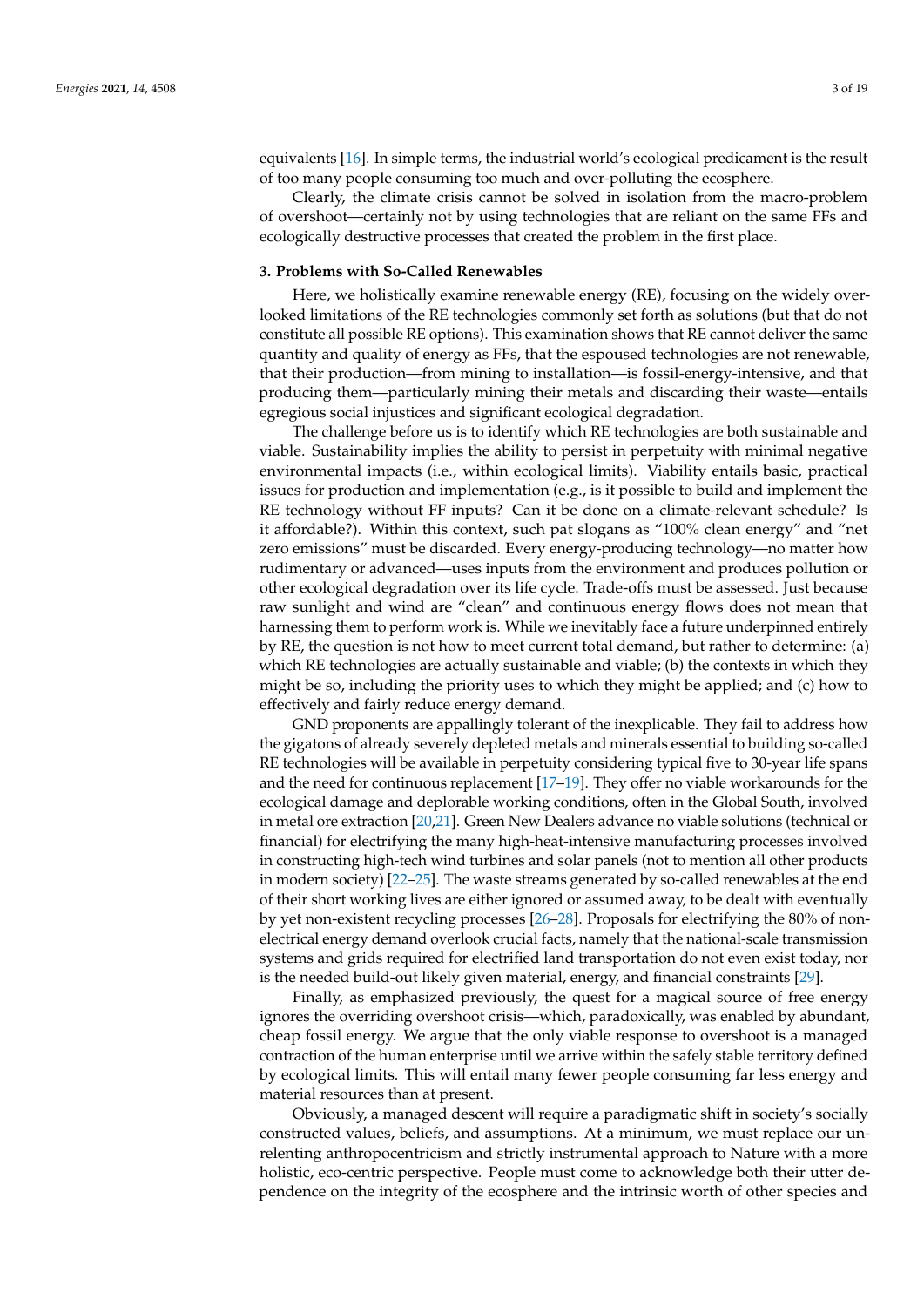equivalents [16]. In simple terms, the industrial world's ecological predicament is the result of too many people consuming too much and over-polluting the ecosphere.

Clearly, the climate crisis cannot be solved in isolation from the macro-problem of overshoot—certainly not by using technologies that are reliant on the same FFs and ecologically destructive processes that created the problem in the first place.

### 3. Problems with So-Called Renewables

Here, we holistically examine renewable energy (RE), focusing on the widely overlooked limitations of the RE technologies commonly set forth as solutions (but that do not constitute all possible RE options). This examination shows that RE cannot deliver the same quantity and quality of energy as FFs, that the espoused technologies are not renewable, that their production—from mining to installation—is fossil-energy-intensive, and that producing them—particularly mining their metals and discarding their waste—entails egregious social injustices and significant ecological degradation.

The challenge before us is to identify which RE technologies are both sustainable and viable. Sustainability implies the ability to persist in perpetuity with minimal negative environmental impacts (i.e., within ecological limits). Viability entails basic, practical issues for production and implementation (e.g., is it possible to build and implement the RE technology without FF inputs? Can it be done on a climate-relevant schedule? Is it affordable?). Within this context, such pat slogans as "100% clean energy" and "net zero emissions" must be discarded. Every energy-producing technology—no matter how rudimentary or advanced—uses inputs from the environment and produces pollution or other ecological degradation over its life cycle. Trade-offs must be assessed. Just because raw sunlight and wind are "clean" and continuous energy flows does not mean that harnessing them to perform work is. While we inevitably face a future underpinned entirely by RE, the question is not how to meet current total demand, but rather to determine: (a) which RE technologies are actually sustainable and viable; (b) the contexts in which they might be so, including the priority uses to which they might be applied; and (c) how to effectively and fairly reduce energy demand.

GND proponents are appallingly tolerant of the inexplicable. They fail to address how the gigatons of already severely depleted metals and minerals essential to building so-called RE technologies will be available in perpetuity considering typical five to 30-year life spans and the need for continuous replacement [17–19]. They offer no viable workarounds for the ecological damage and deplorable working conditions, often in the Global South, involved in metal ore extraction [20,21]. Green New Dealers advance no viable solutions (technical or financial) for electrifying the many high-heat-intensive manufacturing processes involved in constructing high-tech wind turbines and solar panels (not to mention all other products in modern society) [22–25]. The waste streams generated by so-called renewables at the end of their short working lives are either ignored or assumed away, to be dealt with eventually by yet non-existent recycling processes [26–28]. Proposals for electrifying the 80% of non-electrical energy demand overlook crucial facts, namely that the national-scale transmission systems and grids required for electrified land transportation do not even exist today, nor is the needed build-out likely given material, energy, and financial constraints [29].

Finally, as emphasized previously, the quest for a magical source of free energy ignores the overriding overshoot crisis—which, paradoxically, was enabled by abundant, cheap fossil energy. We argue that the only viable response to overshoot is a managed contraction of the human enterprise until we arrive within the safely stable territory defined by ecological limits. This will entail many fewer people consuming far less energy and material resources than at present.

Obviously, a managed descent will require a paradigmatic shift in society's socially constructed values, beliefs, and assumptions. At a minimum, we must replace our unrelenting anthropocentricism and strictly instrumental approach to Nature with a more holistic, eco-centric perspective. People must come to acknowledge both their utter dependence on the integrity of the ecosphere and the intrinsic worth of other species and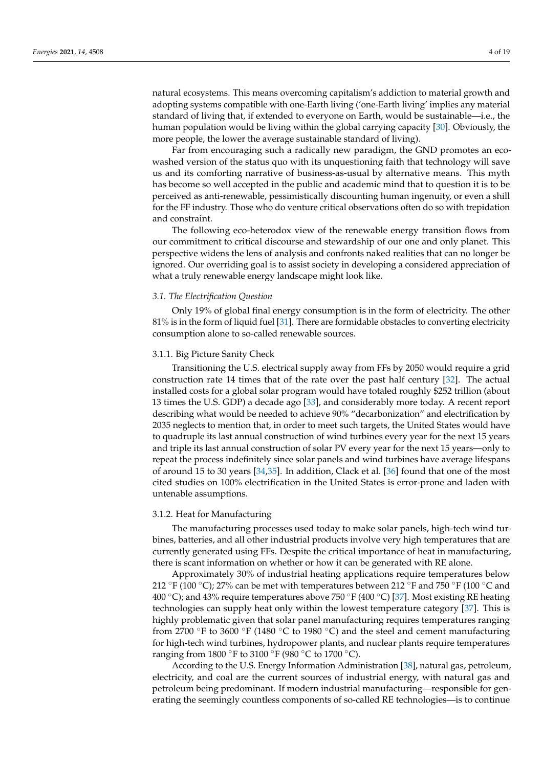natural ecosystems. This means overcoming capitalism's addiction to material growth and adopting systems compatible with one-Earth living ('one-Earth living' implies any material standard of living that, if extended to everyone on Earth, would be sustainable—i.e., the human population would be living within the global carrying capacity [30]. Obviously, the more people, the lower the average sustainable standard of living).

Far from encouraging such a radically new paradigm, the GND promotes an eco-washed version of the status quo with its unquestioning faith that technology will save us and its comforting narrative of business-as-usual by alternative means. This myth has become so well accepted in the public and academic mind that to question it is to be perceived as anti-renewable, pessimistically discounting human ingenuity, or even a shill for the FF industry. Those who do venture critical observations often do so with trepidation and constraint.

The following eco-heterodox view of the renewable energy transition flows from our commitment to critical discourse and stewardship of our one and only planet. This perspective widens the lens of analysis and confronts naked realities that can no longer be ignored. Our overriding goal is to assist society in developing a considered appreciation of what a truly renewable energy landscape might look like.

### *3.1. The Electrification Question*

Only 19% of global final energy consumption is in the form of electricity. The other 81% is in the form of liquid fuel [31]. There are formidable obstacles to converting electricity consumption alone to so-called renewable sources.

#### 3.1.1. Big Picture Sanity Check

Transitioning the U.S. electrical supply away from FFs by 2050 would require a grid construction rate 14 times that of the rate over the past half century [32]. The actual installed costs for a global solar program would have totaled roughly $252 trillion (about 13 times the U.S. GDP) a decade ago [33], and considerably more today. A recent report describing what would be needed to achieve 90% "decarbonization" and electrification by 2035 neglects to mention that, in order to meet such targets, the United States would have to quadruple its last annual construction of wind turbines every year for the next 15 years and triple its last annual construction of solar PV every year for the next 15 years—only to repeat the process indefinitely since solar panels and wind turbines have average lifespans of around 15 to 30 years [34,35]. In addition, Clack et al. [36] found that one of the most cited studies on 100% electrification in the United States is error-prone and laden with untenable assumptions.

#### 3.1.2. Heat for Manufacturing

The manufacturing processes used today to make solar panels, high-tech wind turbines, batteries, and all other industrial products involve very high temperatures that are currently generated using FFs. Despite the critical importance of heat in manufacturing, there is scant information on whether or how it can be generated with RE alone.

Approximately 30% of industrial heating applications require temperatures below 212 °F (100 °C); 27% can be met with temperatures between 212 °F and 750 °F (100 °C and 400 °C); and 43% require temperatures above 750 °F (400 °C) [37]. Most existing RE heating technologies can supply heat only within the lowest temperature category [37]. This is highly problematic given that solar panel manufacturing requires temperatures ranging from 2700 °F to 3600 °F (1480 °C to 1980 °C) and the steel and cement manufacturing for high-tech wind turbines, hydropower plants, and nuclear plants require temperatures ranging from 1800 °F to 3100 °F (980 °C to 1700 °C).

According to the U.S. Energy Information Administration [38], natural gas, petroleum, electricity, and coal are the current sources of industrial energy, with natural gas and petroleum being predominant. If modern industrial manufacturing—responsible for generating the seemingly countless components of so-called RE technologies—is to continue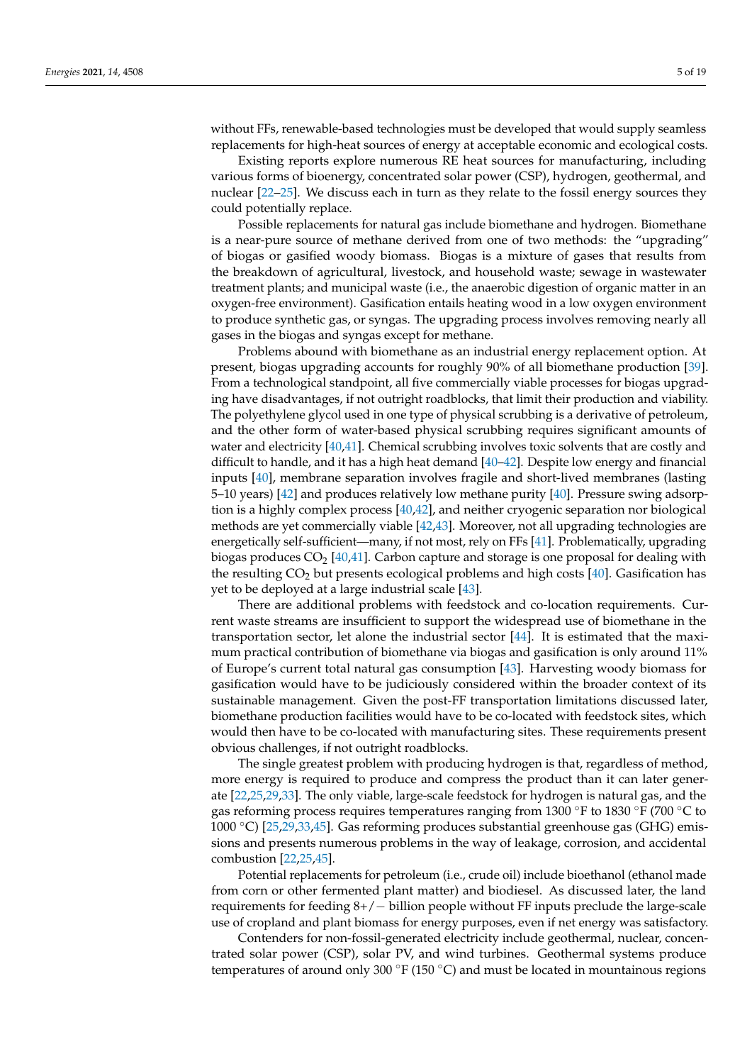without FFs, renewable-based technologies must be developed that would supply seamless replacements for high-heat sources of energy at acceptable economic and ecological costs.

Existing reports explore numerous RE heat sources for manufacturing, including various forms of bioenergy, concentrated solar power (CSP), hydrogen, geothermal, and nuclear [22–25]. We discuss each in turn as they relate to the fossil energy sources they could potentially replace.

Possible replacements for natural gas include biomethane and hydrogen. Biomethane is a near-pure source of methane derived from one of two methods: the "upgrading" of biogas or gasified woody biomass. Biogas is a mixture of gases that results from the breakdown of agricultural, livestock, and household waste; sewage in wastewater treatment plants; and municipal waste (i.e., the anaerobic digestion of organic matter in an oxygen-free environment). Gasification entails heating wood in a low oxygen environment to produce synthetic gas, or syngas. The upgrading process involves removing nearly all gases in the biogas and syngas except for methane.

Problems abound with biomethane as an industrial energy replacement option. At present, biogas upgrading accounts for roughly 90% of all biomethane production [39]. From a technological standpoint, all five commercially viable processes for biogas upgrading have disadvantages, if not outright roadblocks, that limit their production and viability. The polyethylene glycol used in one type of physical scrubbing is a derivative of petroleum, and the other form of water-based physical scrubbing requires significant amounts of water and electricity [40,41]. Chemical scrubbing involves toxic solvents that are costly and difficult to handle, and it has a high heat demand [40–42]. Despite low energy and financial inputs [40], membrane separation involves fragile and short-lived membranes (lasting 5–10 years) [42] and produces relatively low methane purity [40]. Pressure swing adsorption is a highly complex process [40,42], and neither cryogenic separation nor biological methods are yet commercially viable [42,43]. Moreover, not all upgrading technologies are energetically self-sufficient—many, if not most, rely on FFs [41]. Problematically, upgrading biogas produces $CO_2$ [40,41]. Carbon capture and storage is one proposal for dealing with the resulting $CO_2$ but presents ecological problems and high costs [40]. Gasification has yet to be deployed at a large industrial scale [43].

There are additional problems with feedstock and co-location requirements. Current waste streams are insufficient to support the widespread use of biomethane in the transportation sector, let alone the industrial sector [44]. It is estimated that the maximum practical contribution of biomethane via biogas and gasification is only around 11% of Europe's current total natural gas consumption [43]. Harvesting woody biomass for gasification would have to be judiciously considered within the broader context of its sustainable management. Given the post-FF transportation limitations discussed later, biomethane production facilities would have to be co-located with feedstock sites, which would then have to be co-located with manufacturing sites. These requirements present obvious challenges, if not outright roadblocks.

The single greatest problem with producing hydrogen is that, regardless of method, more energy is required to produce and compress the product than it can later generate [22,25,29,33]. The only viable, large-scale feedstock for hydrogen is natural gas, and the gas reforming process requires temperatures ranging from 1300 °F to 1830 °F (700 °C to 1000 °C) [25,29,33,45]. Gas reforming produces substantial greenhouse gas (GHG) emissions and presents numerous problems in the way of leakage, corrosion, and accidental combustion [22,25,45].

Potential replacements for petroleum (i.e., crude oil) include bioethanol (ethanol made from corn or other fermented plant matter) and biodiesel. As discussed later, the land requirements for feeding 8+/− billion people without FF inputs preclude the large-scale use of cropland and plant biomass for energy purposes, even if net energy was satisfactory.

Contenders for non-fossil-generated electricity include geothermal, nuclear, concentrated solar power (CSP), solar PV, and wind turbines. Geothermal systems produce temperatures of around only 300 °F (150 °C) and must be located in mountainous regions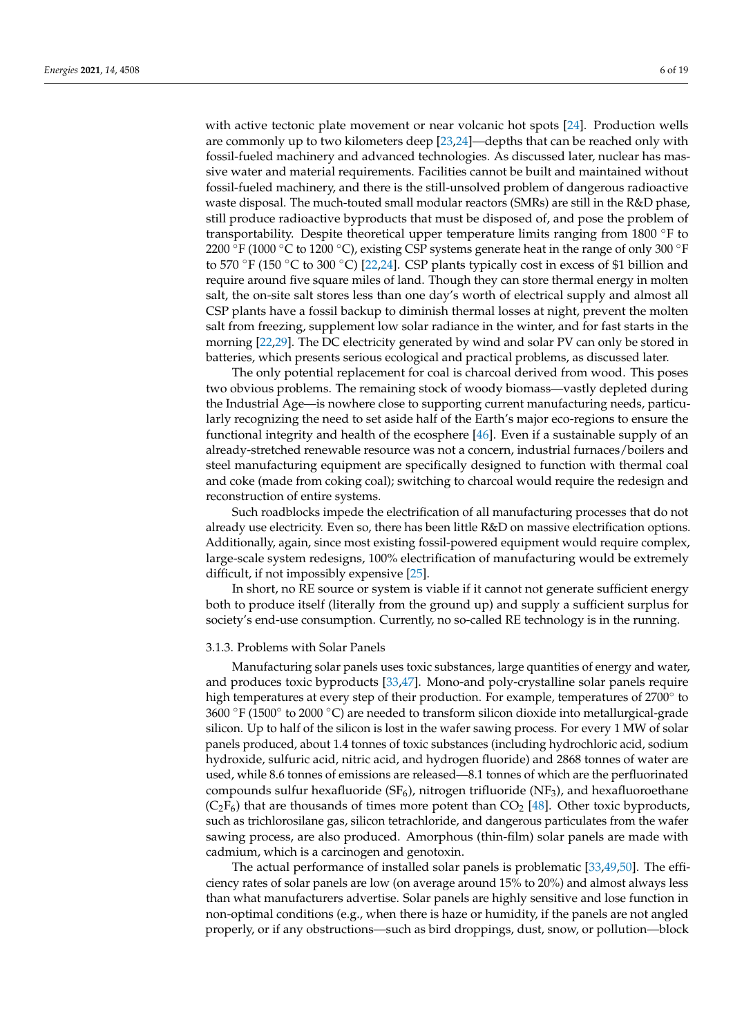with active tectonic plate movement or near volcanic hot spots [24]. Production wells are commonly up to two kilometers deep [23,24]—depths that can be reached only with fossil-fueled machinery and advanced technologies. As discussed later, nuclear has massive water and material requirements. Facilities cannot be built and maintained without fossil-fueled machinery, and there is the still-unsolved problem of dangerous radioactive waste disposal. The much-touted small modular reactors (SMRs) are still in the R&D phase, still produce radioactive byproducts that must be disposed of, and pose the problem of transportability. Despite theoretical upper temperature limits ranging from 1800 °F to 2200 °F (1000 °C to 1200 °C), existing CSP systems generate heat in the range of only 300 °F to 570 °F (150 °C to 300 °C) [22,24]. CSP plants typically cost in excess of $1 billion and require around five square miles of land. Though they can store thermal energy in molten salt, the on-site salt stores less than one day's worth of electrical supply and almost all CSP plants have a fossil backup to diminish thermal losses at night, prevent the molten salt from freezing, supplement low solar radiance in the winter, and for fast starts in the morning [22,29]. The DC electricity generated by wind and solar PV can only be stored in batteries, which presents serious ecological and practical problems, as discussed later.

The only potential replacement for coal is charcoal derived from wood. This poses two obvious problems. The remaining stock of woody biomass—vastly depleted during the Industrial Age—is nowhere close to supporting current manufacturing needs, particularly recognizing the need to set aside half of the Earth's major eco-regions to ensure the functional integrity and health of the ecosphere [46]. Even if a sustainable supply of an already-stretched renewable resource was not a concern, industrial furnaces/boilers and steel manufacturing equipment are specifically designed to function with thermal coal and coke (made from coking coal); switching to charcoal would require the redesign and reconstruction of entire systems.

Such roadblocks impede the electrification of all manufacturing processes that do not already use electricity. Even so, there has been little R&D on massive electrification options. Additionally, again, since most existing fossil-powered equipment would require complex, large-scale system redesigns, 100% electrification of manufacturing would be extremely difficult, if not impossibly expensive [25].

In short, no RE source or system is viable if it cannot not generate sufficient energy both to produce itself (literally from the ground up) and supply a sufficient surplus for society's end-use consumption. Currently, no so-called RE technology is in the running.

#### 3.1.3. Problems with Solar Panels

Manufacturing solar panels uses toxic substances, large quantities of energy and water, and produces toxic byproducts [33,47]. Mono-and poly-crystalline solar panels require high temperatures at every step of their production. For example, temperatures of 2700° to 3600 °F (1500° to 2000 °C) are needed to transform silicon dioxide into metallurgical-grade silicon. Up to half of the silicon is lost in the wafer sawing process. For every 1 MW of solar panels produced, about 1.4 tonnes of toxic substances (including hydrochloric acid, sodium hydroxide, sulfuric acid, nitric acid, and hydrogen fluoride) and 2868 tonnes of water are used, while 8.6 tonnes of emissions are released—8.1 tonnes of which are the perfluorinated compounds sulfur hexafluoride ($SF_6$), nitrogen trifluoride ($NF_3$), and hexafluoroethane ($C_2F_6$) that are thousands of times more potent than $CO_2$ [48]. Other toxic byproducts, such as trichlorosilane gas, silicon tetrachloride, and dangerous particulates from the wafer sawing process, are also produced. Amorphous (thin-film) solar panels are made with cadmium, which is a carcinogen and genotoxin.

The actual performance of installed solar panels is problematic [33,49,50]. The efficiency rates of solar panels are low (on average around 15% to 20%) and almost always less than what manufacturers advertise. Solar panels are highly sensitive and lose function in non-optimal conditions (e.g., when there is haze or humidity, if the panels are not angled properly, or if any obstructions—such as bird droppings, dust, snow, or pollution—block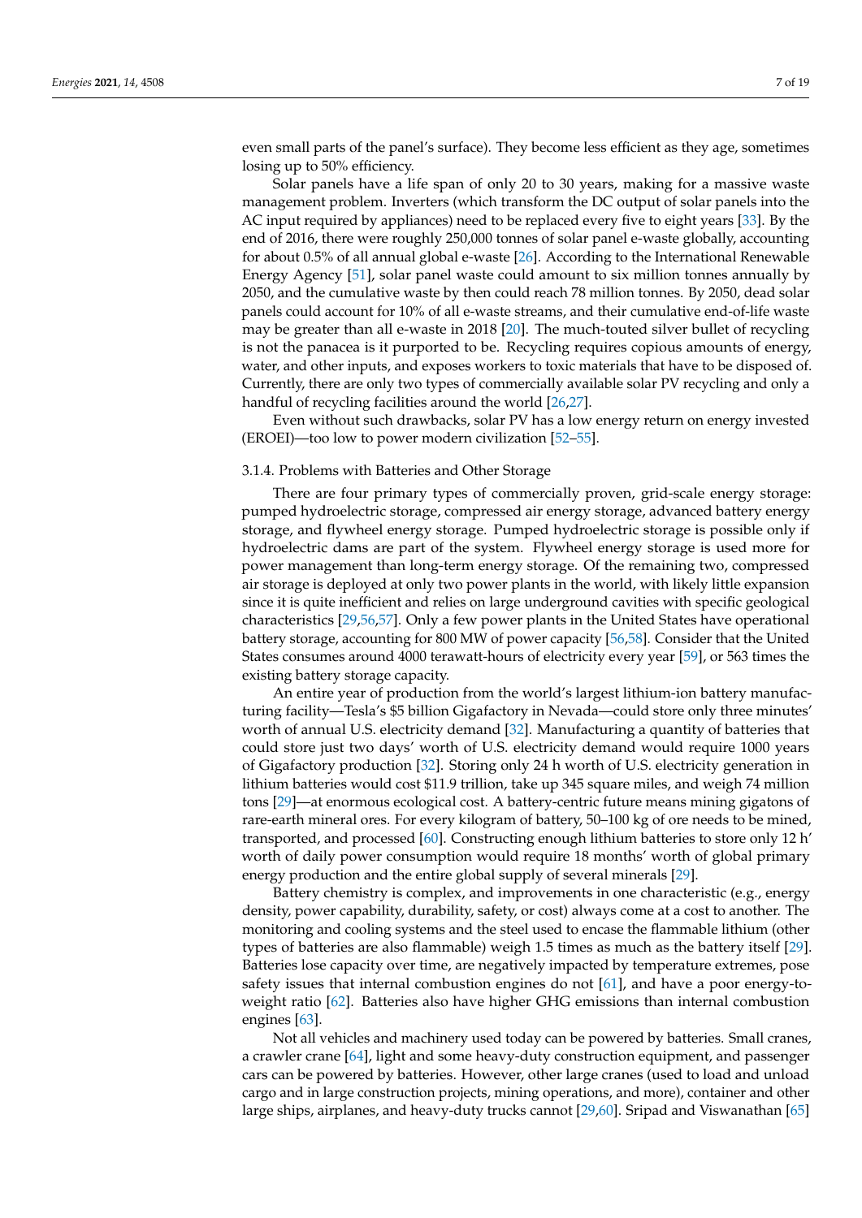even small parts of the panel's surface). They become less efficient as they age, sometimes losing up to 50% efficiency.

Solar panels have a life span of only 20 to 30 years, making for a massive waste management problem. Inverters (which transform the DC output of solar panels into the AC input required by appliances) need to be replaced every five to eight years [33]. By the end of 2016, there were roughly 250,000 tonnes of solar panel e-waste globally, accounting for about 0.5% of all annual global e-waste [26]. According to the International Renewable Energy Agency [51], solar panel waste could amount to six million tonnes annually by 2050, and the cumulative waste by then could reach 78 million tonnes. By 2050, dead solar panels could account for 10% of all e-waste streams, and their cumulative end-of-life waste may be greater than all e-waste in 2018 [20]. The much-touted silver bullet of recycling is not the panacea is it purported to be. Recycling requires copious amounts of energy, water, and other inputs, and exposes workers to toxic materials that have to be disposed of. Currently, there are only two types of commercially available solar PV recycling and only a handful of recycling facilities around the world [26,27].

Even without such drawbacks, solar PV has a low energy return on energy invested (EROEI)—too low to power modern civilization [52–55].

#### 3.1.4. Problems with Batteries and Other Storage

There are four primary types of commercially proven, grid-scale energy storage: pumped hydroelectric storage, compressed air energy storage, advanced battery energy storage, and flywheel energy storage. Pumped hydroelectric storage is possible only if hydroelectric dams are part of the system. Flywheel energy storage is used more for power management than long-term energy storage. Of the remaining two, compressed air storage is deployed at only two power plants in the world, with likely little expansion since it is quite inefficient and relies on large underground cavities with specific geological characteristics [29,56,57]. Only a few power plants in the United States have operational battery storage, accounting for 800 MW of power capacity [56,58]. Consider that the United States consumes around 4000 terawatt-hours of electricity every year [59], or 563 times the existing battery storage capacity.

An entire year of production from the world's largest lithium-ion battery manufacturing facility—Tesla's $5 billion Gigafactory in Nevada—could store only three minutes' worth of annual U.S. electricity demand [32]. Manufacturing a quantity of batteries that could store just two days' worth of U.S. electricity demand would require 1000 years of Gigafactory production [32]. Storing only 24 h worth of U.S. electricity generation in lithium batteries would cost $11.9 trillion, take up 345 square miles, and weigh 74 million tons [29]—at enormous ecological cost. A battery-centric future means mining gigatons of rare-earth mineral ores. For every kilogram of battery, 50–100 kg of ore needs to be mined, transported, and processed [60]. Constructing enough lithium batteries to store only 12 h' worth of daily power consumption would require 18 months' worth of global primary energy production and the entire global supply of several minerals [29].

Battery chemistry is complex, and improvements in one characteristic (e.g., energy density, power capability, durability, safety, or cost) always come at a cost to another. The monitoring and cooling systems and the steel used to encase the flammable lithium (other types of batteries are also flammable) weigh 1.5 times as much as the battery itself [29]. Batteries lose capacity over time, are negatively impacted by temperature extremes, pose safety issues that internal combustion engines do not [61], and have a poor energy-to-weight ratio [62]. Batteries also have higher GHG emissions than internal combustion engines [63].

Not all vehicles and machinery used today can be powered by batteries. Small cranes, a crawler crane [64], light and some heavy-duty construction equipment, and passenger cars can be powered by batteries. However, other large cranes (used to load and unload cargo and in large construction projects, mining operations, and more), container and other large ships, airplanes, and heavy-duty trucks cannot [29,60]. Sripad and Viswanathan [65]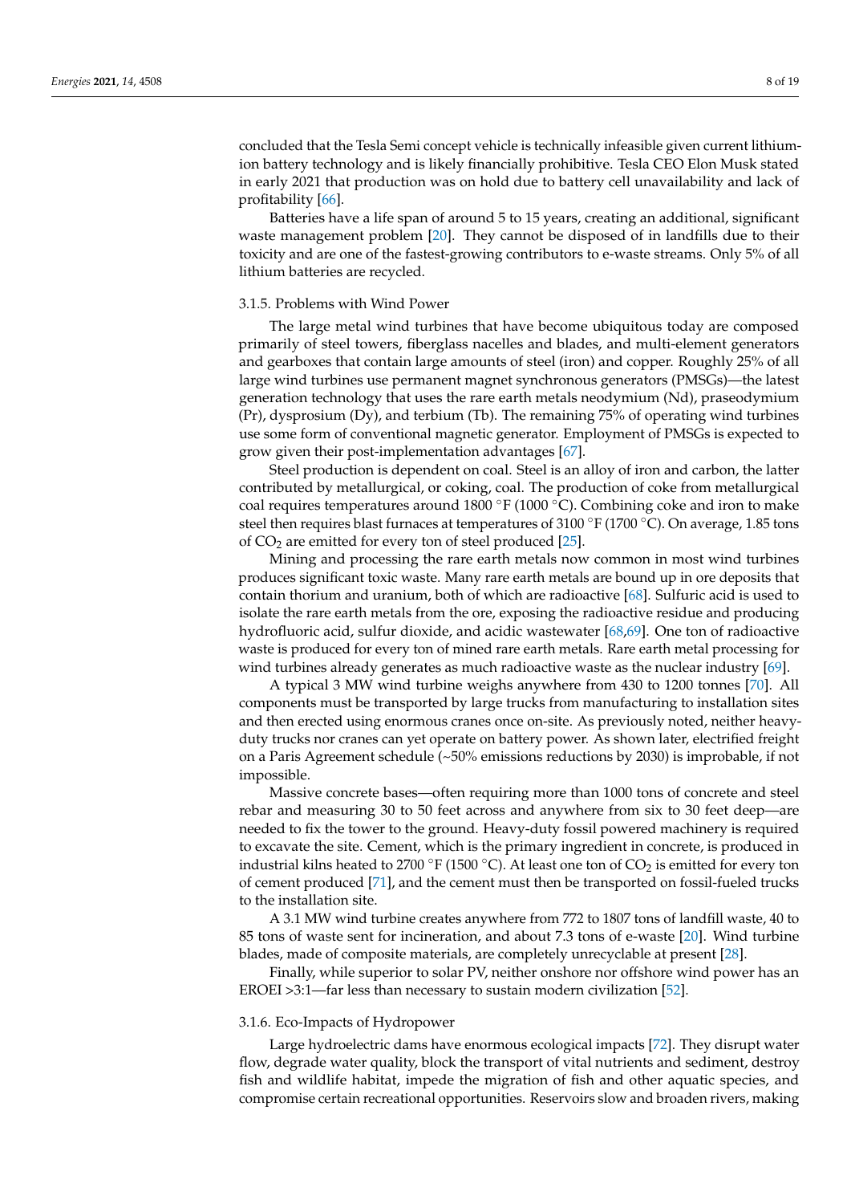concluded that the Tesla Semi concept vehicle is technically infeasible given current lithium-ion battery technology and is likely financially prohibitive. Tesla CEO Elon Musk stated in early 2021 that production was on hold due to battery cell unavailability and lack of profitability [66].

Batteries have a life span of around 5 to 15 years, creating an additional, significant waste management problem [20]. They cannot be disposed of in landfills due to their toxicity and are one of the fastest-growing contributors to e-waste streams. Only 5% of all lithium batteries are recycled.

### 3.1.5. Problems with Wind Power

The large metal wind turbines that have become ubiquitous today are composed primarily of steel towers, fiberglass nacelles and blades, and multi-element generators and gearboxes that contain large amounts of steel (iron) and copper. Roughly 25% of all large wind turbines use permanent magnet synchronous generators (PMSGs)—the latest generation technology that uses the rare earth metals neodymium (Nd), praseodymium (Pr), dysprosium (Dy), and terbium (Tb). The remaining 75% of operating wind turbines use some form of conventional magnetic generator. Employment of PMSGs is expected to grow given their post-implementation advantages [67].

Steel production is dependent on coal. Steel is an alloy of iron and carbon, the latter contributed by metallurgical, or coking, coal. The production of coke from metallurgical coal requires temperatures around 1800 °F (1000 °C). Combining coke and iron to make steel then requires blast furnaces at temperatures of 3100 °F (1700 °C). On average, 1.85 tons of $CO_2$ are emitted for every ton of steel produced [25].

Mining and processing the rare earth metals now common in most wind turbines produces significant toxic waste. Many rare earth metals are bound up in ore deposits that contain thorium and uranium, both of which are radioactive [68]. Sulfuric acid is used to isolate the rare earth metals from the ore, exposing the radioactive residue and producing hydrofluoric acid, sulfur dioxide, and acidic wastewater [68,69]. One ton of radioactive waste is produced for every ton of mined rare earth metals. Rare earth metal processing for wind turbines already generates as much radioactive waste as the nuclear industry [69].

A typical 3 MW wind turbine weighs anywhere from 430 to 1200 tonnes [70]. All components must be transported by large trucks from manufacturing to installation sites and then erected using enormous cranes once on-site. As previously noted, neither heavy-duty trucks nor cranes can yet operate on battery power. As shown later, electrified freight on a Paris Agreement schedule (~50% emissions reductions by 2030) is improbable, if not impossible.

Massive concrete bases—often requiring more than 1000 tons of concrete and steel rebar and measuring 30 to 50 feet across and anywhere from six to 30 feet deep—are needed to fix the tower to the ground. Heavy-duty fossil powered machinery is required to excavate the site. Cement, which is the primary ingredient in concrete, is produced in industrial kilns heated to 2700 °F (1500 °C). At least one ton of $CO_2$ is emitted for every ton of cement produced [71], and the cement must then be transported on fossil-fueled trucks to the installation site.

A 3.1 MW wind turbine creates anywhere from 772 to 1807 tons of landfill waste, 40 to 85 tons of waste sent for incineration, and about 7.3 tons of e-waste [20]. Wind turbine blades, made of composite materials, are completely unrecyclable at present [28].

Finally, while superior to solar PV, neither onshore nor offshore wind power has an EROEI >3:1—far less than necessary to sustain modern civilization [52].

### 3.1.6. Eco-Impacts of Hydropower

Large hydroelectric dams have enormous ecological impacts [72]. They disrupt water flow, degrade water quality, block the transport of vital nutrients and sediment, destroy fish and wildlife habitat, impede the migration of fish and other aquatic species, and compromise certain recreational opportunities. Reservoirs slow and broaden rivers, making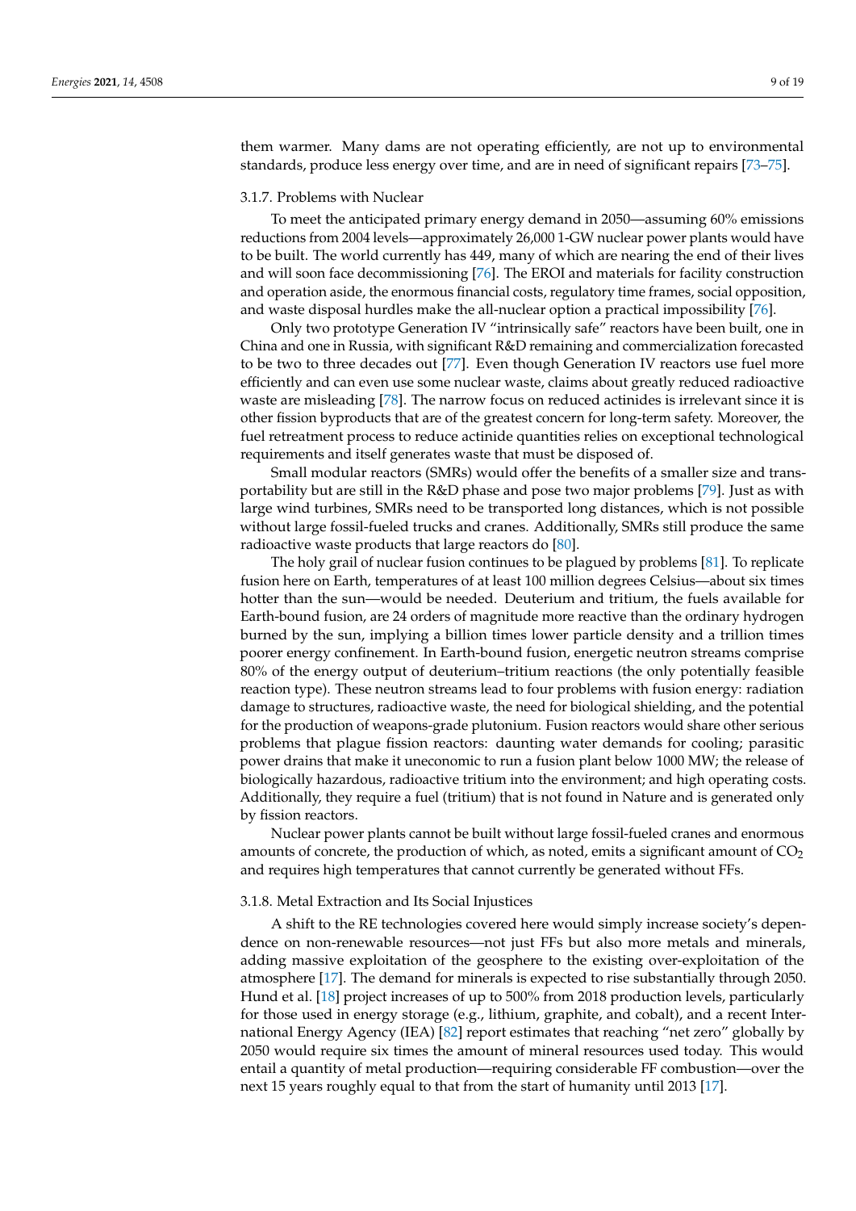them warmer. Many dams are not operating efficiently, are not up to environmental standards, produce less energy over time, and are in need of significant repairs [73–75].

#### 3.1.7. Problems with Nuclear

To meet the anticipated primary energy demand in 2050—assuming 60% emissions reductions from 2004 levels—approximately 26,000 1-GW nuclear power plants would have to be built. The world currently has 449, many of which are nearing the end of their lives and will soon face decommissioning [76]. The EROI and materials for facility construction and operation aside, the enormous financial costs, regulatory time frames, social opposition, and waste disposal hurdles make the all-nuclear option a practical impossibility [76].

Only two prototype Generation IV "intrinsically safe" reactors have been built, one in China and one in Russia, with significant R&D remaining and commercialization forecasted to be two to three decades out [77]. Even though Generation IV reactors use fuel more efficiently and can even use some nuclear waste, claims about greatly reduced radioactive waste are misleading [78]. The narrow focus on reduced actinides is irrelevant since it is other fission byproducts that are of the greatest concern for long-term safety. Moreover, the fuel retreatment process to reduce actinide quantities relies on exceptional technological requirements and itself generates waste that must be disposed of.

Small modular reactors (SMRs) would offer the benefits of a smaller size and transportability but are still in the R&D phase and pose two major problems [79]. Just as with large wind turbines, SMRs need to be transported long distances, which is not possible without large fossil-fueled trucks and cranes. Additionally, SMRs still produce the same radioactive waste products that large reactors do [80].

The holy grail of nuclear fusion continues to be plagued by problems [81]. To replicate fusion here on Earth, temperatures of at least 100 million degrees Celsius—about six times hotter than the sun—would be needed. Deuterium and tritium, the fuels available for Earth-bound fusion, are 24 orders of magnitude more reactive than the ordinary hydrogen burned by the sun, implying a billion times lower particle density and a trillion times poorer energy confinement. In Earth-bound fusion, energetic neutron streams comprise 80% of the energy output of deuterium–tritium reactions (the only potentially feasible reaction type). These neutron streams lead to four problems with fusion energy: radiation damage to structures, radioactive waste, the need for biological shielding, and the potential for the production of weapons-grade plutonium. Fusion reactors would share other serious problems that plague fission reactors: daunting water demands for cooling; parasitic power drains that make it uneconomic to run a fusion plant below 1000 MW; the release of biologically hazardous, radioactive tritium into the environment; and high operating costs. Additionally, they require a fuel (tritium) that is not found in Nature and is generated only by fission reactors.

Nuclear power plants cannot be built without large fossil-fueled cranes and enormous amounts of concrete, the production of which, as noted, emits a significant amount of $CO_2$ and requires high temperatures that cannot currently be generated without FFs.

#### 3.1.8. Metal Extraction and Its Social Injustices

A shift to the RE technologies covered here would simply increase society's dependence on non-renewable resources—not just FFs but also more metals and minerals, adding massive exploitation of the geosphere to the existing over-exploitation of the atmosphere [17]. The demand for minerals is expected to rise substantially through 2050. Hund et al. [18] project increases of up to 500% from 2018 production levels, particularly for those used in energy storage (e.g., lithium, graphite, and cobalt), and a recent International Energy Agency (IEA) [82] report estimates that reaching "net zero" globally by 2050 would require six times the amount of mineral resources used today. This would entail a quantity of metal production—requiring considerable FF combustion—over the next 15 years roughly equal to that from the start of humanity until 2013 [17].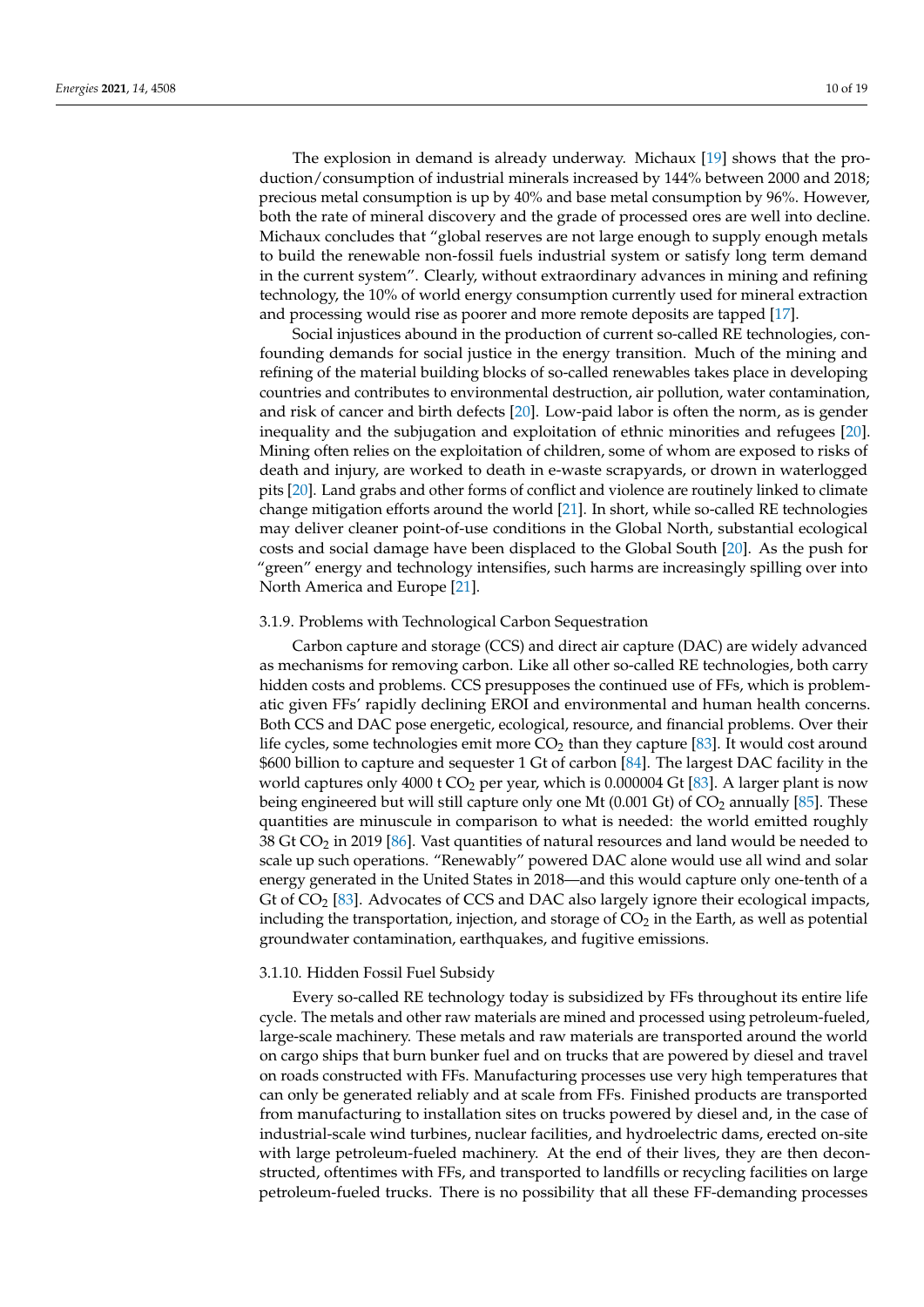The explosion in demand is already underway. Michaux [19] shows that the production/consumption of industrial minerals increased by 144% between 2000 and 2018; precious metal consumption is up by 40% and base metal consumption by 96%. However, both the rate of mineral discovery and the grade of processed ores are well into decline. Michaux concludes that "global reserves are not large enough to supply enough metals to build the renewable non-fossil fuels industrial system or satisfy long term demand in the current system". Clearly, without extraordinary advances in mining and refining technology, the 10% of world energy consumption currently used for mineral extraction and processing would rise as poorer and more remote deposits are tapped [17].

Social injustices abound in the production of current so-called RE technologies, confounding demands for social justice in the energy transition. Much of the mining and refining of the material building blocks of so-called renewables takes place in developing countries and contributes to environmental destruction, air pollution, water contamination, and risk of cancer and birth defects [20]. Low-paid labor is often the norm, as is gender inequality and the subjugation and exploitation of ethnic minorities and refugees [20]. Mining often relies on the exploitation of children, some of whom are exposed to risks of death and injury, are worked to death in e-waste scrapyards, or drown in waterlogged pits [20]. Land grabs and other forms of conflict and violence are routinely linked to climate change mitigation efforts around the world [21]. In short, while so-called RE technologies may deliver cleaner point-of-use conditions in the Global North, substantial ecological costs and social damage have been displaced to the Global South [20]. As the push for "green" energy and technology intensifies, such harms are increasingly spilling over into North America and Europe [21].

#### 3.1.9. Problems with Technological Carbon Sequestration

Carbon capture and storage (CCS) and direct air capture (DAC) are widely advanced as mechanisms for removing carbon. Like all other so-called RE technologies, both carry hidden costs and problems. CCS presupposes the continued use of FFs, which is problematic given FFs' rapidly declining EROI and environmental and human health concerns. Both CCS and DAC pose energetic, ecological, resource, and financial problems. Over their life cycles, some technologies emit more $CO_2$ than they capture [83]. It would cost around $600 billion to capture and sequester 1 Gt of carbon [84]. The largest DAC facility in the world captures only 4000 t $CO_2$ per year, which is 0.000004 Gt [83]. A larger plant is now being engineered but will still capture only one Mt (0.001 Gt) of $CO_2$ annually [85]. These quantities are minuscule in comparison to what is needed: the world emitted roughly 38 Gt $CO_2$ in 2019 [86]. Vast quantities of natural resources and land would be needed to scale up such operations. "Renewably" powered DAC alone would use all wind and solar energy generated in the United States in 2018—and this would capture only one-tenth of a Gt of $CO_2$ [83]. Advocates of CCS and DAC also largely ignore their ecological impacts, including the transportation, injection, and storage of $CO_2$ in the Earth, as well as potential groundwater contamination, earthquakes, and fugitive emissions.

#### 3.1.10. Hidden Fossil Fuel Subsidy

Every so-called RE technology today is subsidized by FFs throughout its entire life cycle. The metals and other raw materials are mined and processed using petroleum-fueled, large-scale machinery. These metals and raw materials are transported around the world on cargo ships that burn bunker fuel and on trucks that are powered by diesel and travel on roads constructed with FFs. Manufacturing processes use very high temperatures that can only be generated reliably and at scale from FFs. Finished products are transported from manufacturing to installation sites on trucks powered by diesel and, in the case of industrial-scale wind turbines, nuclear facilities, and hydroelectric dams, erected on-site with large petroleum-fueled machinery. At the end of their lives, they are then deconstructed, oftentimes with FFs, and transported to landfills or recycling facilities on large petroleum-fueled trucks. There is no possibility that all these FF-demanding processes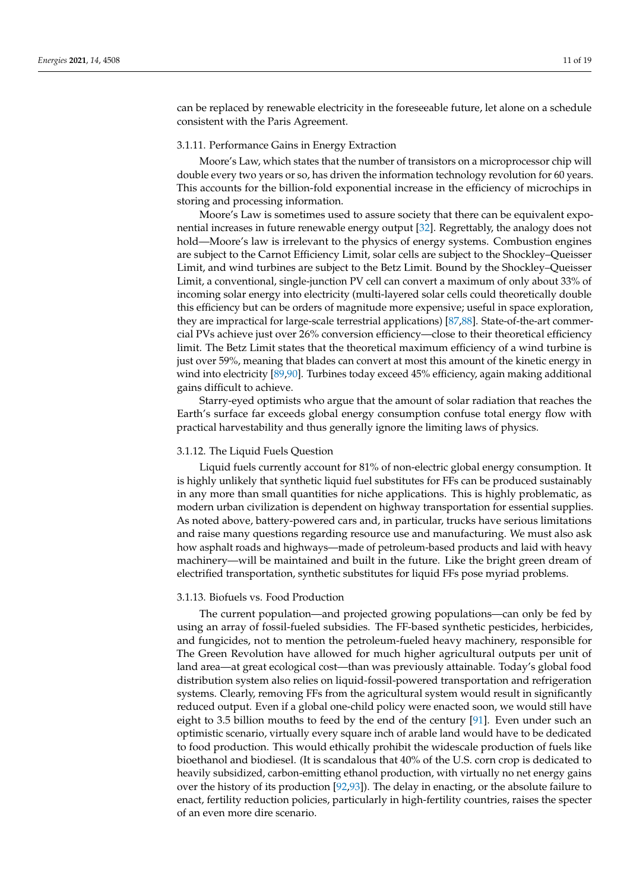can be replaced by renewable electricity in the foreseeable future, let alone on a schedule consistent with the Paris Agreement.

#### 3.1.11. Performance Gains in Energy Extraction

Moore's Law, which states that the number of transistors on a microprocessor chip will double every two years or so, has driven the information technology revolution for 60 years. This accounts for the billion-fold exponential increase in the efficiency of microchips in storing and processing information.

Moore's Law is sometimes used to assure society that there can be equivalent exponential increases in future renewable energy output [32]. Regrettably, the analogy does not hold—Moore's law is irrelevant to the physics of energy systems. Combustion engines are subject to the Carnot Efficiency Limit, solar cells are subject to the Shockley–Queisser Limit, and wind turbines are subject to the Betz Limit. Bound by the Shockley–Queisser Limit, a conventional, single-junction PV cell can convert a maximum of only about 33% of incoming solar energy into electricity (multi-layered solar cells could theoretically double this efficiency but can be orders of magnitude more expensive; useful in space exploration, they are impractical for large-scale terrestrial applications) [87,88]. State-of-the-art commercial PVs achieve just over 26% conversion efficiency—close to their theoretical efficiency limit. The Betz Limit states that the theoretical maximum efficiency of a wind turbine is just over 59%, meaning that blades can convert at most this amount of the kinetic energy in wind into electricity [89,90]. Turbines today exceed 45% efficiency, again making additional gains difficult to achieve.

Starry-eyed optimists who argue that the amount of solar radiation that reaches the Earth's surface far exceeds global energy consumption confuse total energy flow with practical harvestability and thus generally ignore the limiting laws of physics.

#### 3.1.12. The Liquid Fuels Question

Liquid fuels currently account for 81% of non-electric global energy consumption. It is highly unlikely that synthetic liquid fuel substitutes for FFs can be produced sustainably in any more than small quantities for niche applications. This is highly problematic, as modern urban civilization is dependent on highway transportation for essential supplies. As noted above, battery-powered cars and, in particular, trucks have serious limitations and raise many questions regarding resource use and manufacturing. We must also ask how asphalt roads and highways—made of petroleum-based products and laid with heavy machinery—will be maintained and built in the future. Like the bright green dream of electrified transportation, synthetic substitutes for liquid FFs pose myriad problems.

#### 3.1.13. Biofuels vs. Food Production

The current population—and projected growing populations—can only be fed by using an array of fossil-fueled subsidies. The FF-based synthetic pesticides, herbicides, and fungicides, not to mention the petroleum-fueled heavy machinery, responsible for The Green Revolution have allowed for much higher agricultural outputs per unit of land area—at great ecological cost—than was previously attainable. Today's global food distribution system also relies on liquid-fossil-powered transportation and refrigeration systems. Clearly, removing FFs from the agricultural system would result in significantly reduced output. Even if a global one-child policy were enacted soon, we would still have eight to 3.5 billion mouths to feed by the end of the century [91]. Even under such an optimistic scenario, virtually every square inch of arable land would have to be dedicated to food production. This would ethically prohibit the widescale production of fuels like bioethanol and biodiesel. (It is scandalous that 40% of the U.S. corn crop is dedicated to heavily subsidized, carbon-emitting ethanol production, with virtually no net energy gains over the history of its production [92,93]). The delay in enacting, or the absolute failure to enact, fertility reduction policies, particularly in high-fertility countries, raises the specter of an even more dire scenario.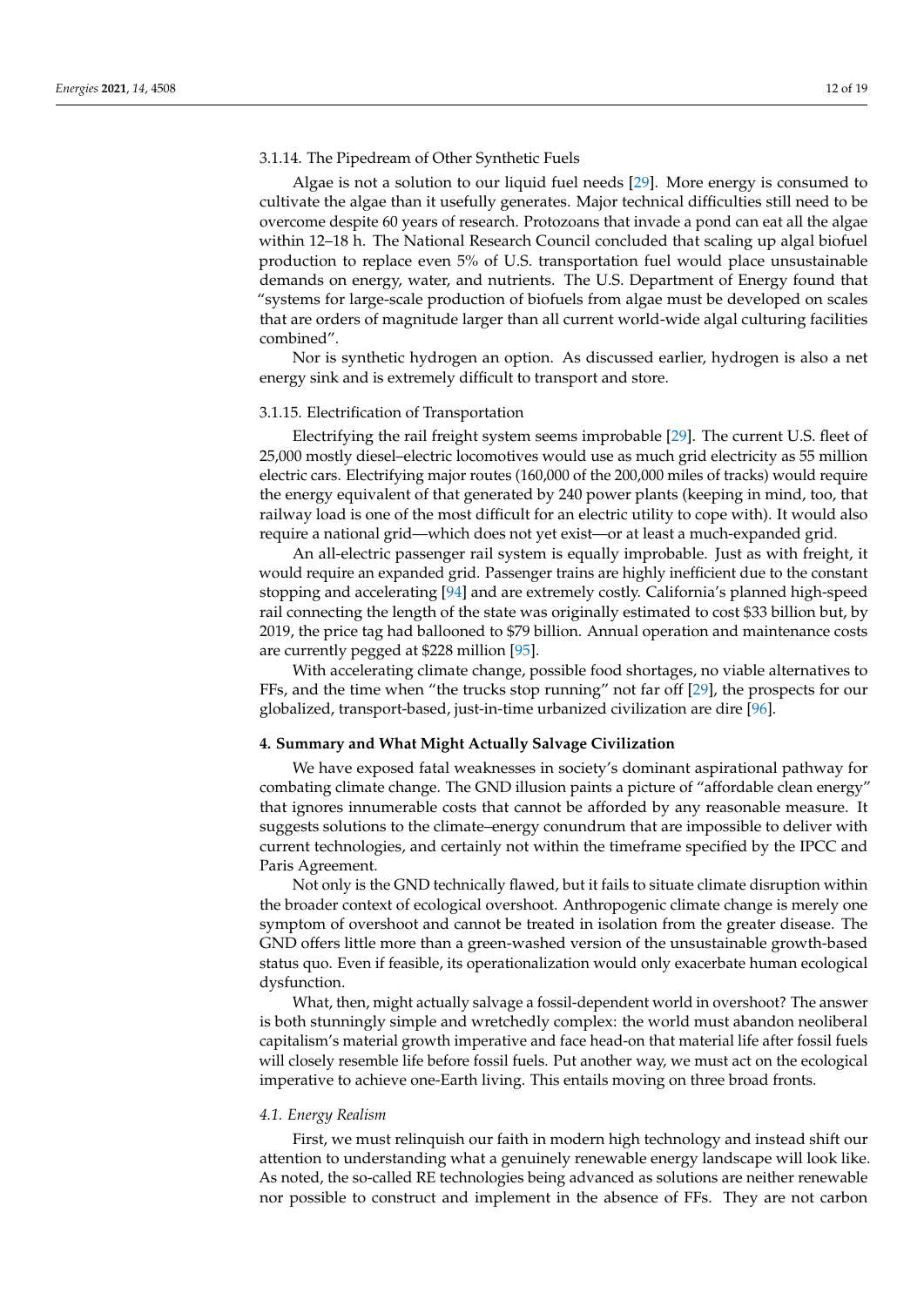#### 3.1.14. The Pipedream of Other Synthetic Fuels

Algae is not a solution to our liquid fuel needs [29]. More energy is consumed to cultivate the algae than it usefully generates. Major technical difficulties still need to be overcome despite 60 years of research. Protozoans that invade a pond can eat all the algae within 12–18 h. The National Research Council concluded that scaling up algal biofuel production to replace even 5% of U.S. transportation fuel would place unsustainable demands on energy, water, and nutrients. The U.S. Department of Energy found that "systems for large-scale production of biofuels from algae must be developed on scales that are orders of magnitude larger than all current world-wide algal culturing facilities combined".

Nor is synthetic hydrogen an option. As discussed earlier, hydrogen is also a net energy sink and is extremely difficult to transport and store.

#### 3.1.15. Electrification of Transportation

Electrifying the rail freight system seems improbable [29]. The current U.S. fleet of 25,000 mostly diesel–electric locomotives would use as much grid electricity as 55 million electric cars. Electrifying major routes (160,000 of the 200,000 miles of tracks) would require the energy equivalent of that generated by 240 power plants (keeping in mind, too, that railway load is one of the most difficult for an electric utility to cope with). It would also require a national grid—which does not yet exist—or at least a much-expanded grid.

An all-electric passenger rail system is equally improbable. Just as with freight, it would require an expanded grid. Passenger trains are highly inefficient due to the constant stopping and accelerating [94] and are extremely costly. California's planned high-speed rail connecting the length of the state was originally estimated to cost $33 billion but, by 2019, the price tag had ballooned to $79 billion. Annual operation and maintenance costs are currently pegged at $228 million [95].

With accelerating climate change, possible food shortages, no viable alternatives to FFs, and the time when "the trucks stop running" not far off [29], the prospects for our globalized, transport-based, just-in-time urbanized civilization are dire [96].

## 4. Summary and What Might Actually Salvage Civilization

We have exposed fatal weaknesses in society's dominant aspirational pathway for combating climate change. The GND illusion paints a picture of "affordable clean energy" that ignores innumerable costs that cannot be afforded by any reasonable measure. It suggests solutions to the climate–energy conundrum that are impossible to deliver with current technologies, and certainly not within the timeframe specified by the IPCC and Paris Agreement.

Not only is the GND technically flawed, but it fails to situate climate disruption within the broader context of ecological overshoot. Anthropogenic climate change is merely one symptom of overshoot and cannot be treated in isolation from the greater disease. The GND offers little more than a green-washed version of the unsustainable growth-based status quo. Even if feasible, its operationalization would only exacerbate human ecological dysfunction.

What, then, might actually salvage a fossil-dependent world in overshoot? The answer is both stunningly simple and wretchedly complex: the world must abandon neoliberal capitalism's material growth imperative and face head-on that material life after fossil fuels will closely resemble life before fossil fuels. Put another way, we must act on the ecological imperative to achieve one-Earth living. This entails moving on three broad fronts.

### *4.1. Energy Realism*

First, we must relinquish our faith in modern high technology and instead shift our attention to understanding what a genuinely renewable energy landscape will look like. As noted, the so-called RE technologies being advanced as solutions are neither renewable nor possible to construct and implement in the absence of FFs. They are not carbon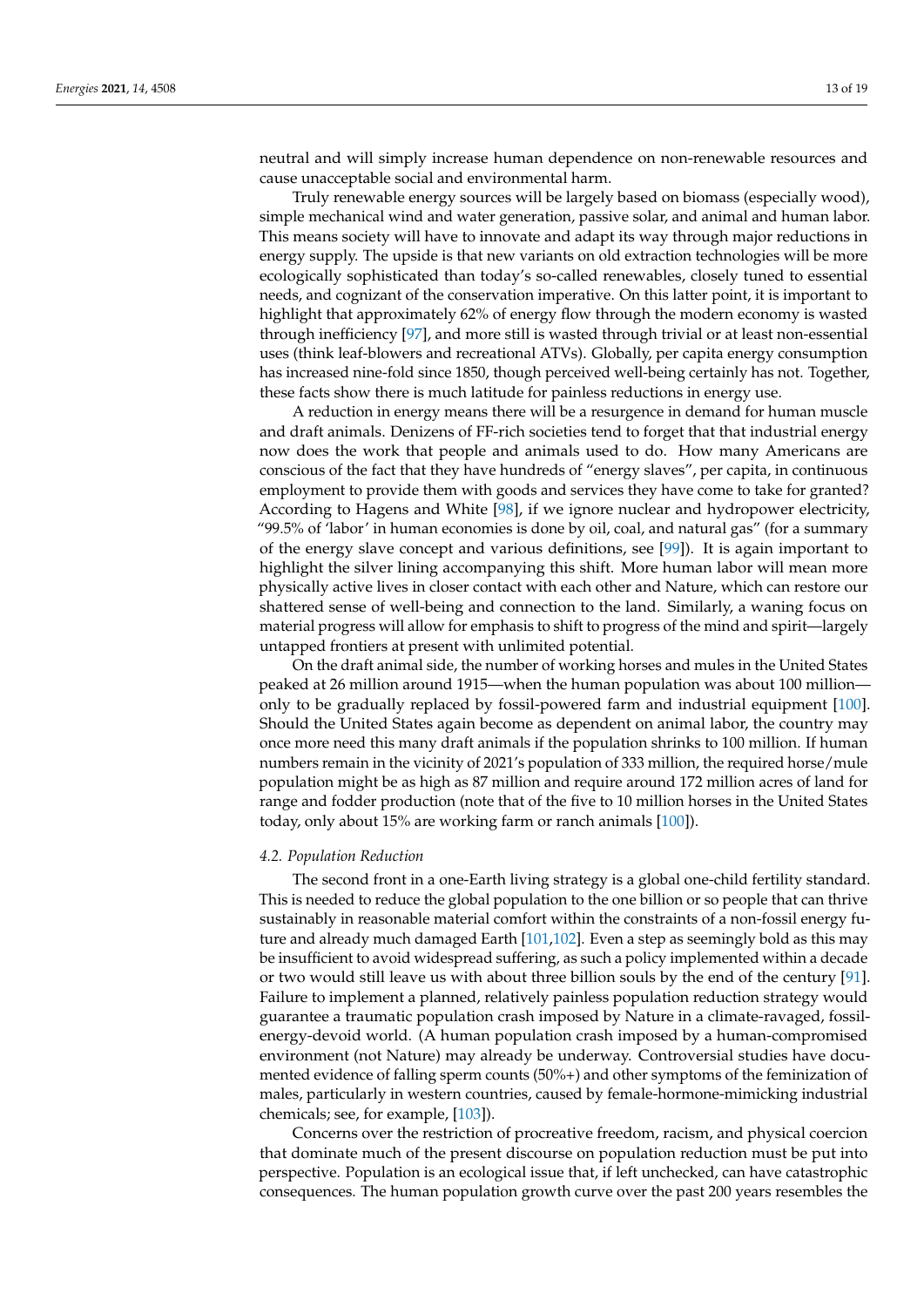neutral and will simply increase human dependence on non-renewable resources and cause unacceptable social and environmental harm.

Truly renewable energy sources will be largely based on biomass (especially wood), simple mechanical wind and water generation, passive solar, and animal and human labor. This means society will have to innovate and adapt its way through major reductions in energy supply. The upside is that new variants on old extraction technologies will be more ecologically sophisticated than today's so-called renewables, closely tuned to essential needs, and cognizant of the conservation imperative. On this latter point, it is important to highlight that approximately 62% of energy flow through the modern economy is wasted through inefficiency [97], and more still is wasted through trivial or at least non-essential uses (think leaf-blowers and recreational ATVs). Globally, per capita energy consumption has increased nine-fold since 1850, though perceived well-being certainly has not. Together, these facts show there is much latitude for painless reductions in energy use.

A reduction in energy means there will be a resurgence in demand for human muscle and draft animals. Denizens of FF-rich societies tend to forget that that industrial energy now does the work that people and animals used to do. How many Americans are conscious of the fact that they have hundreds of "energy slaves", per capita, in continuous employment to provide them with goods and services they have come to take for granted? According to Hagens and White [98], if we ignore nuclear and hydropower electricity, "99.5% of 'labor' in human economies is done by oil, coal, and natural gas" (for a summary of the energy slave concept and various definitions, see [99]). It is again important to highlight the silver lining accompanying this shift. More human labor will mean more physically active lives in closer contact with each other and Nature, which can restore our shattered sense of well-being and connection to the land. Similarly, a waning focus on material progress will allow for emphasis to shift to progress of the mind and spirit—largely untapped frontiers at present with unlimited potential.

On the draft animal side, the number of working horses and mules in the United States peaked at 26 million around 1915—when the human population was about 100 million—only to be gradually replaced by fossil-powered farm and industrial equipment [100]. Should the United States again become as dependent on animal labor, the country may once more need this many draft animals if the population shrinks to 100 million. If human numbers remain in the vicinity of 2021's population of 333 million, the required horse/mule population might be as high as 87 million and require around 172 million acres of land for range and fodder production (note that of the five to 10 million horses in the United States today, only about 15% are working farm or ranch animals [100]).

### *4.2. Population Reduction*

The second front in a one-Earth living strategy is a global one-child fertility standard. This is needed to reduce the global population to the one billion or so people that can thrive sustainably in reasonable material comfort within the constraints of a non-fossil energy future and already much damaged Earth [101,102]. Even a step as seemingly bold as this may be insufficient to avoid widespread suffering, as such a policy implemented within a decade or two would still leave us with about three billion souls by the end of the century [91]. Failure to implement a planned, relatively painless population reduction strategy would guarantee a traumatic population crash imposed by Nature in a climate-ravaged, fossil-energy-devoid world. (A human population crash imposed by a human-compromised environment (not Nature) may already be underway. Controversial studies have documented evidence of falling sperm counts (50%+) and other symptoms of the feminization of males, particularly in western countries, caused by female-hormone-mimicking industrial chemicals; see, for example, [103]).

Concerns over the restriction of procreative freedom, racism, and physical coercion that dominate much of the present discourse on population reduction must be put into perspective. Population is an ecological issue that, if left unchecked, can have catastrophic consequences. The human population growth curve over the past 200 years resembles the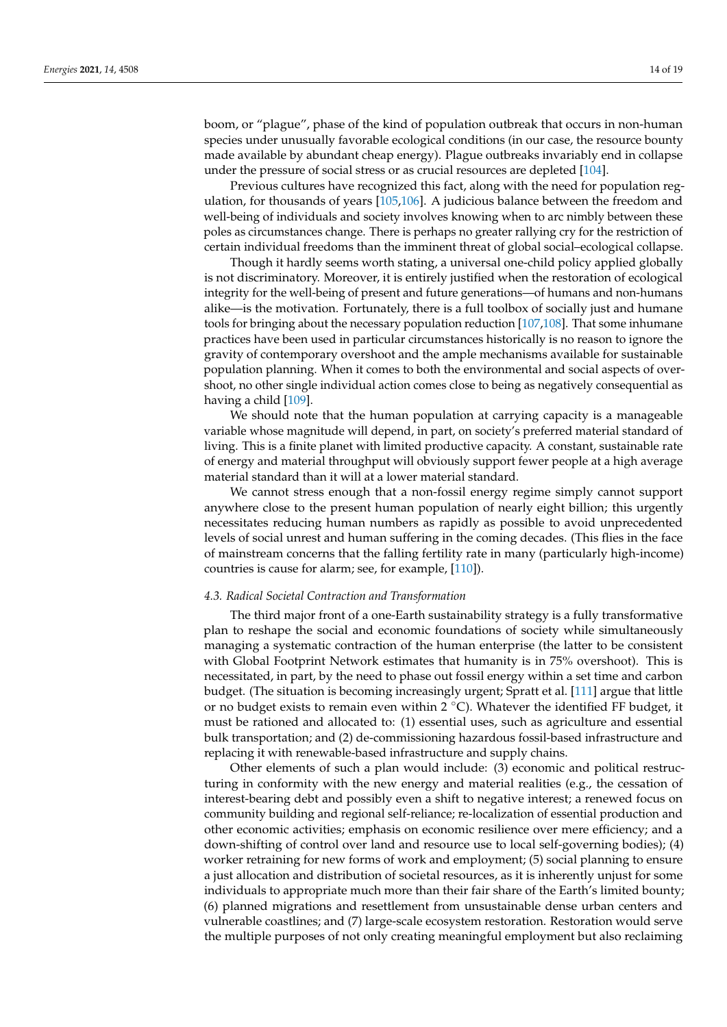boom, or "plague", phase of the kind of population outbreak that occurs in non-human species under unusually favorable ecological conditions (in our case, the resource bounty made available by abundant cheap energy). Plague outbreaks invariably end in collapse under the pressure of social stress or as crucial resources are depleted [104].

Previous cultures have recognized this fact, along with the need for population regulation, for thousands of years [105,106]. A judicious balance between the freedom and well-being of individuals and society involves knowing when to arc nimbly between these poles as circumstances change. There is perhaps no greater rallying cry for the restriction of certain individual freedoms than the imminent threat of global social–ecological collapse.

Though it hardly seems worth stating, a universal one-child policy applied globally is not discriminatory. Moreover, it is entirely justified when the restoration of ecological integrity for the well-being of present and future generations—of humans and non-humans alike—is the motivation. Fortunately, there is a full toolbox of socially just and humane tools for bringing about the necessary population reduction [107,108]. That some inhumane practices have been used in particular circumstances historically is no reason to ignore the gravity of contemporary overshoot and the ample mechanisms available for sustainable population planning. When it comes to both the environmental and social aspects of overshoot, no other single individual action comes close to being as negatively consequential as having a child [109].

We should note that the human population at carrying capacity is a manageable variable whose magnitude will depend, in part, on society's preferred material standard of living. This is a finite planet with limited productive capacity. A constant, sustainable rate of energy and material throughput will obviously support fewer people at a high average material standard than it will at a lower material standard.

We cannot stress enough that a non-fossil energy regime simply cannot support anywhere close to the present human population of nearly eight billion; this urgently necessitates reducing human numbers as rapidly as possible to avoid unprecedented levels of social unrest and human suffering in the coming decades. (This flies in the face of mainstream concerns that the falling fertility rate in many (particularly high-income) countries is cause for alarm; see, for example, [110]).

### *4.3. Radical Societal Contraction and Transformation*

The third major front of a one-Earth sustainability strategy is a fully transformative plan to reshape the social and economic foundations of society while simultaneously managing a systematic contraction of the human enterprise (the latter to be consistent with Global Footprint Network estimates that humanity is in 75% overshoot). This is necessitated, in part, by the need to phase out fossil energy within a set time and carbon budget. (The situation is becoming increasingly urgent; Spratt et al. [111] argue that little or no budget exists to remain even within 2 °C). Whatever the identified FF budget, it must be rationed and allocated to: (1) essential uses, such as agriculture and essential bulk transportation; and (2) de-commissioning hazardous fossil-based infrastructure and replacing it with renewable-based infrastructure and supply chains.

Other elements of such a plan would include: (3) economic and political restructuring in conformity with the new energy and material realities (e.g., the cessation of interest-bearing debt and possibly even a shift to negative interest; a renewed focus on community building and regional self-reliance; re-localization of essential production and other economic activities; emphasis on economic resilience over mere efficiency; and a down-shifting of control over land and resource use to local self-governing bodies); (4) worker retraining for new forms of work and employment; (5) social planning to ensure a just allocation and distribution of societal resources, as it is inherently unjust for some individuals to appropriate much more than their fair share of the Earth's limited bounty; (6) planned migrations and resettlement from unsustainable dense urban centers and vulnerable coastlines; and (7) large-scale ecosystem restoration. Restoration would serve the multiple purposes of not only creating meaningful employment but also reclaiming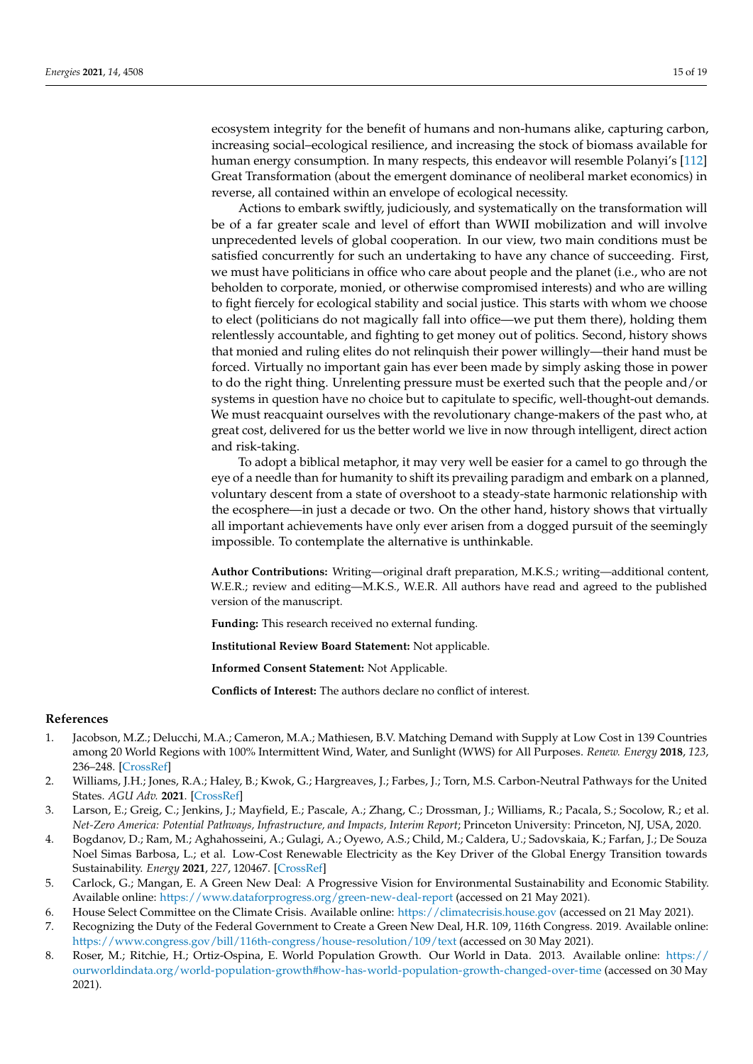ecosystem integrity for the benefit of humans and non-humans alike, capturing carbon, increasing social–ecological resilience, and increasing the stock of biomass available for human energy consumption. In many respects, this endeavor will resemble Polanyi's [112] Great Transformation (about the emergent dominance of neoliberal market economics) in reverse, all contained within an envelope of ecological necessity.

Actions to embark swiftly, judiciously, and systematically on the transformation will be of a far greater scale and level of effort than WWII mobilization and will involve unprecedented levels of global cooperation. In our view, two main conditions must be satisfied concurrently for such an undertaking to have any chance of succeeding. First, we must have politicians in office who care about people and the planet (i.e., who are not beholden to corporate, monied, or otherwise compromised interests) and who are willing to fight fiercely for ecological stability and social justice. This starts with whom we choose to elect (politicians do not magically fall into office—we put them there), holding them relentlessly accountable, and fighting to get money out of politics. Second, history shows that monied and ruling elites do not relinquish their power willingly—their hand must be forced. Virtually no important gain has ever been made by simply asking those in power to do the right thing. Unrelenting pressure must be exerted such that the people and/or systems in question have no choice but to capitulate to specific, well-thought-out demands. We must reacquaint ourselves with the revolutionary change-makers of the past who, at great cost, delivered for us the better world we live in now through intelligent, direct action and risk-taking.

To adopt a biblical metaphor, it may very well be easier for a camel to go through the eye of a needle than for humanity to shift its prevailing paradigm and embark on a planned, voluntary descent from a state of overshoot to a steady-state harmonic relationship with the ecosphere—in just a decade or two. On the other hand, history shows that virtually all important achievements have only ever arisen from a dogged pursuit of the seemingly impossible. To contemplate the alternative is unthinkable.

**Author Contributions:** Writing—original draft preparation, M.K.S.; writing—additional content, W.E.R.; review and editing—M.K.S., W.E.R. All authors have read and agreed to the published version of the manuscript.

**Funding:** This research received no external funding.

**Institutional Review Board Statement:** Not applicable.

**Informed Consent Statement:** Not Applicable.

**Conflicts of Interest:** The authors declare no conflict of interest.

## References

1. Jacobson, M.Z.; Delucchi, M.A.; Cameron, M.A.; Mathiesen, B.V. Matching Demand with Supply at Low Cost in 139 Countries among 20 World Regions with 100% Intermittent Wind, Water, and Sunlight (WWS) for All Purposes. *Renew. Energy* **2018**, *123*, 236–248. [CrossRef]
2. Williams, J.H.; Jones, R.A.; Haley, B.; Kwok, G.; Hargreaves, J.; Farbes, J.; Torn, M.S. Carbon-Neutral Pathways for the United States. *AGU Adv.* **2021**. [CrossRef]
3. Larson, E.; Greig, C.; Jenkins, J.; Mayfield, E.; Pascale, A.; Zhang, C.; Drossman, J.; Williams, R.; Pacala, S.; Socolow, R.; et al. *Net-Zero America: Potential Pathways, Infrastructure, and Impacts, Interim Report*; Princeton University: Princeton, NJ, USA, 2020.
4. Bogdanov, D.; Ram, M.; Aghahosseini, A.; Gulagi, A.; Oyewo, A.S.; Child, M.; Caldera, U.; Sadovskaia, K.; Farfan, J.; De Souza Noel Simas Barbosa, L.; et al. Low-Cost Renewable Electricity as the Key Driver of the Global Energy Transition towards Sustainability. *Energy* **2021**, *227*, 120467. [CrossRef]
5. Carlock, G.; Mangan, E. A Green New Deal: A Progressive Vision for Environmental Sustainability and Economic Stability. Available online: https://www.dataforprogress.org/green-new-deal-report (accessed on 21 May 2021).
6. House Select Committee on the Climate Crisis. Available online: https://climatecrisis.house.gov (accessed on 21 May 2021).
7. Recognizing the Duty of the Federal Government to Create a Green New Deal, H.R. 109, 116th Congress. 2019. Available online: https://www.congress.gov/bill/116th-congress/house-resolution/109/text (accessed on 30 May 2021).
8. Roser, M.; Ritchie, H.; Ortiz-Ospina, E. World Population Growth. Our World in Data. 2013. Available online: https://ourworldindata.org/world-population-growth#how-has-world-population-growth-changed-over-time (accessed on 30 May 2021).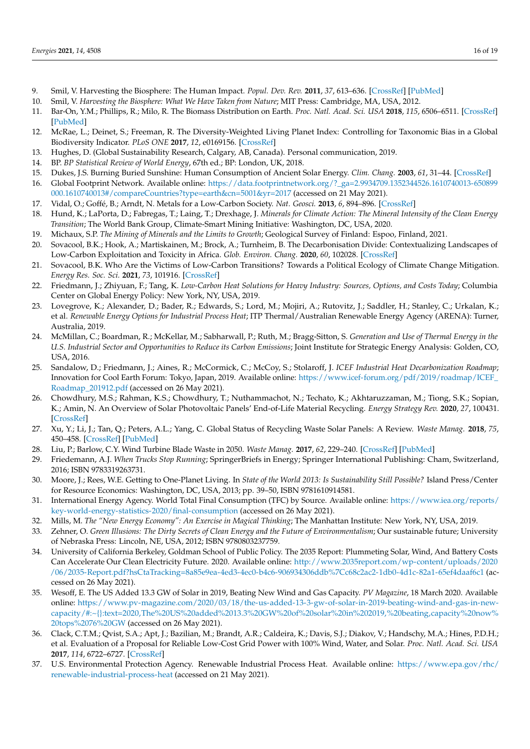9. Smil, V. Harvesting the Biosphere: The Human Impact. *Popul. Dev. Rev.* **2011**, *37*, 613–636. [CrossRef] [PubMed]
10. Smil, V. *Harvesting the Biosphere: What We Have Taken from Nature*; MIT Press: Cambridge, MA, USA, 2012.
11. Bar-On, Y.M.; Phillips, R.; Milo, R. The Biomass Distribution on Earth. *Proc. Natl. Acad. Sci. USA* **2018**, *115*, 6506–6511. [CrossRef] [PubMed]
12. McRae, L.; Deinet, S.; Freeman, R. The Diversity-Weighted Living Planet Index: Controlling for Taxonomic Bias in a Global Biodiversity Indicator. *PLoS ONE* **2017**, *12*, e0169156. [CrossRef]
13. Hughes, D. (Global Sustainability Research, Calgary, AB, Canada). Personal communication, 2019.
14. BP. *BP Statistical Review of World Energy*, 67th ed.; BP: London, UK, 2018.
15. Dukes, J.S. Burning Buried Sunshine: Human Consumption of Ancient Solar Energy. *Clim. Chang.* **2003**, *61*, 31–44. [CrossRef]
16. Global Footprint Network. Available online: https://data.footprintnetwork.org/?_ga=2.9934709.1352344526.1610740013-650899000.1610740013#/compareCountries?type=earth&cn=5001&yr=2017 (accessed on 21 May 2021).
17. Vidal, O.; Goffé, B.; Arndt, N. Metals for a Low-Carbon Society. *Nat. Geosci.* **2013**, *6*, 894–896. [CrossRef]
18. Hund, K.; LaPorta, D.; Fabregas, T.; Laing, T.; Drexhage, J. *Minerals for Climate Action: The Mineral Intensity of the Clean Energy Transition*; The World Bank Group, Climate-Smart Mining Initiative: Washington, DC, USA, 2020.
19. Michaux, S.P. *The Mining of Minerals and the Limits to Growth*; Geological Survey of Finland: Espoo, Finland, 2021.
20. Sovacool, B.K.; Hook, A.; Martiskainen, M.; Brock, A.; Turnheim, B. The Decarbonisation Divide: Contextualizing Landscapes of Low-Carbon Exploitation and Toxicity in Africa. *Glob. Environ. Chang.* **2020**, *60*, 102028. [CrossRef]
21. Sovacool, B.K. Who Are the Victims of Low-Carbon Transitions? Towards a Political Ecology of Climate Change Mitigation. *Energy Res. Soc. Sci.* **2021**, *73*, 101916. [CrossRef]
22. Friedmann, J.; Zhiyuan, F.; Tang, K. *Low-Carbon Heat Solutions for Heavy Industry: Sources, Options, and Costs Today*; Columbia Center on Global Energy Policy: New York, NY, USA, 2019.
23. Lovegrove, K.; Alexander, D.; Bader, R.; Edwards, S.; Lord, M.; Mojiri, A.; Rutovitz, J.; Saddler, H.; Stanley, C.; Urkalan, K.; et al. *Renewable Energy Options for Industrial Process Heat*; ITP Thermal/Australian Renewable Energy Agency (ARENA): Turner, Australia, 2019.
24. McMillan, C.; Boardman, R.; McKellar, M.; Sabharwall, P.; Ruth, M.; Bragg-Sitton, S. *Generation and Use of Thermal Energy in the U.S. Industrial Sector and Opportunities to Reduce its Carbon Emissions*; Joint Institute for Strategic Energy Analysis: Golden, CO, USA, 2016.
25. Sandalow, D.; Friedmann, J.; Aines, R.; McCormick, C.; McCoy, S.; Stolaroff, J. *ICEF Industrial Heat Decarbonization Roadmap*; Innovation for Cool Earth Forum: Tokyo, Japan, 2019. Available online: https://www.icef-forum.org/pdf/2019/roadmap/ICEF_Roadmap_201912.pdf (accessed on 26 May 2021).
26. Chowdhury, M.S.; Rahman, K.S.; Chowdhury, T.; Nuthammachot, N.; Techato, K.; Akhtaruzzaman, M.; Tiong, S.K.; Sopian, K.; Amin, N. An Overview of Solar Photovoltaic Panels' End-of-Life Material Recycling. *Energy Strategy Rev.* **2020**, *27*, 100431. [CrossRef]
27. Xu, Y.; Li, J.; Tan, Q.; Peters, A.L.; Yang, C. Global Status of Recycling Waste Solar Panels: A Review. *Waste Manag.* **2018**, *75*, 450–458. [CrossRef] [PubMed]
28. Liu, P.; Barlow, C.Y. Wind Turbine Blade Waste in 2050. *Waste Manag.* **2017**, *62*, 229–240. [CrossRef] [PubMed]
29. Friedemann, A.J. *When Trucks Stop Running*; SpringerBriefs in Energy; Springer International Publishing: Cham, Switzerland, 2016; ISBN 9783319263731.
30. Moore, J.; Rees, W.E. Getting to One-Planet Living. In *State of the World 2013: Is Sustainability Still Possible?* Island Press/Center for Resource Economics: Washington, DC, USA, 2013; pp. 39–50, ISBN 9781610914581.
31. International Energy Agency. World Total Final Consumption (TFC) by Source. Available online: https://www.iea.org/reports/key-world-energy-statistics-2020/final-consumption (accessed on 26 May 2021).
32. Mills, M. *The "New Energy Economy": An Exercise in Magical Thinking*; The Manhattan Institute: New York, NY, USA, 2019.
33. Zehner, O. *Green Illusions: The Dirty Secrets of Clean Energy and the Future of Environmentalism*; Our sustainable future; University of Nebraska Press: Lincoln, NE, USA, 2012; ISBN 9780803237759.
34. University of California Berkeley, Goldman School of Public Policy. The 2035 Report: Plummeting Solar, Wind, And Battery Costs Can Accelerate Our Clean Electricity Future. 2020. Available online: http://www.2035report.com/wp-content/uploads/2020/06/2035-Report.pdf?hsCtaTracking=8a85e9ea-4ed3-4ec0-b4c6-906934306ddb%7Cc68c2ac2-1db0-4d1c-82a1-65ef4daaf6c1 (accessed on 26 May 2021).
35. Wesoff, E. The US Added 13.3 GW of Solar in 2019, Beating New Wind and Gas Capacity. *PV Magazine*, 18 March 2020. Available online: https://www.pv-magazine.com/2020/03/18/the-us-added-13-3-gw-of-solar-in-2019-beating-wind-and-gas-in-new-capacity/#:~{}:text=2020,The%20US%20added%2013.3%20GW%20of%20solar%20in%202019,%20beating,capacity%20now%20tops%2076%20GW (accessed on 26 May 2021).
36. Clack, C.T.M.; Qvist, S.A.; Apt, J.; Bazilian, M.; Brandt, A.R.; Caldeira, K.; Davis, S.J.; Diakov, V.; Handschy, M.A.; Hines, P.D.H.; et al. Evaluation of a Proposal for Reliable Low-Cost Grid Power with 100% Wind, Water, and Solar. *Proc. Natl. Acad. Sci. USA* **2017**, *114*, 6722–6727. [CrossRef]
37. U.S. Environmental Protection Agency. Renewable Industrial Process Heat. Available online: https://www.epa.gov/rhc/renewable-industrial-process-heat (accessed on 21 May 2021).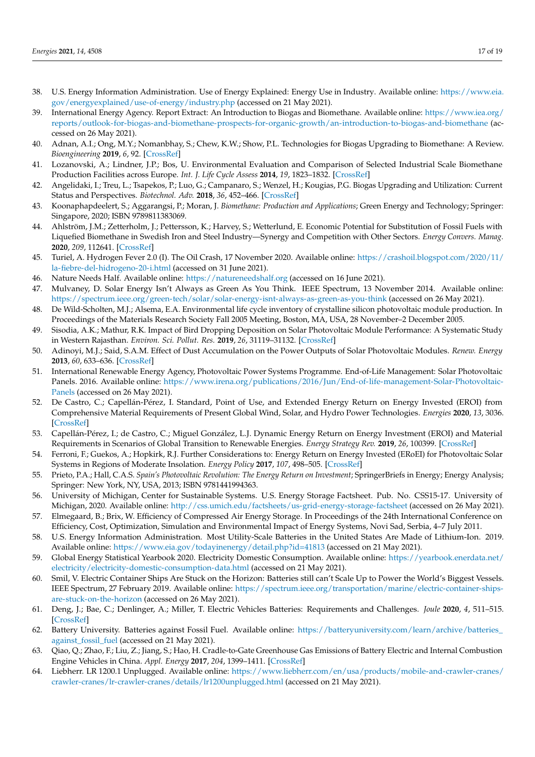38. U.S. Energy Information Administration. Use of Energy Explained: Energy Use in Industry. Available online: https://www.eia.gov/energyexplained/use-of-energy/industry.php (accessed on 21 May 2021).
39. International Energy Agency. Report Extract: An Introduction to Biogas and Biomethane. Available online: https://www.iea.org/reports/outlook-for-biogas-and-biomethane-prospects-for-organic-growth/an-introduction-to-biogas-and-biomethane (accessed on 26 May 2021).
40. Adnan, A.I.; Ong, M.Y.; Nomanbhay, S.; Chew, K.W.; Show, P.L. Technologies for Biogas Upgrading to Biomethane: A Review. *Bioengineering* **2019**, *6*, 92. [CrossRef]
41. Lozanovski, A.; Lindner, J.P.; Bos, U. Environmental Evaluation and Comparison of Selected Industrial Scale Biomethane Production Facilities across Europe. *Int. J. Life Cycle Assess* **2014**, *19*, 1823–1832. [CrossRef]
42. Angelidaki, I.; Treu, L.; Tsapekos, P.; Luo, G.; Campanaro, S.; Wenzel, H.; Kougias, P.G. Biogas Upgrading and Utilization: Current Status and Perspectives. *Biotechnol. Adv.* **2018**, *36*, 452–466. [CrossRef]
43. Koonaphapdeelert, S.; Aggarangsi, P.; Moran, J. *Biomethane: Production and Applications*; Green Energy and Technology; Springer: Singapore, 2020; ISBN 9789811383069.
44. Ahlström, J.M.; Zetterholm, J.; Pettersson, K.; Harvey, S.; Wetterlund, E. Economic Potential for Substitution of Fossil Fuels with Liquefied Biomethane in Swedish Iron and Steel Industry—Synergy and Competition with Other Sectors. *Energy Convers. Manag.* **2020**, *209*, 112641. [CrossRef]
45. Turiel, A. Hydrogen Fever 2.0 (I). The Oil Crash, 17 November 2020. Available online: https://crashoil.blogspot.com/2020/11/la-fiebre-del-hidrogeno-20-i.html (accessed on 31 June 2021).
46. Nature Needs Half. Available online: https://natureneedshalf.org (accessed on 16 June 2021).
47. Mulvaney, D. Solar Energy Isn't Always as Green As You Think. IEEE Spectrum, 13 November 2014. Available online: https://spectrum.ieee.org/green-tech/solar/solar-energy-isnt-always-as-green-as-you-think (accessed on 26 May 2021).
48. De Wild-Scholten, M.J.; Alsema, E.A. Environmental life cycle inventory of crystalline silicon photovoltaic module production. In Proceedings of the Materials Research Society Fall 2005 Meeting, Boston, MA, USA, 28 November–2 December 2005.
49. Sisodia, A.K.; Mathur, R.K. Impact of Bird Dropping Deposition on Solar Photovoltaic Module Performance: A Systematic Study in Western Rajasthan. *Environ. Sci. Pollut. Res.* **2019**, *26*, 31119–31132. [CrossRef]
50. Adinoyi, M.J.; Said, S.A.M. Effect of Dust Accumulation on the Power Outputs of Solar Photovoltaic Modules. *Renew. Energy* **2013**, *60*, 633–636. [CrossRef]
51. International Renewable Energy Agency, Photovoltaic Power Systems Programme. End-of-Life Management: Solar Photovoltaic Panels. 2016. Available online: https://www.irena.org/publications/2016/Jun/End-of-life-management-Solar-Photovoltaic-Panels (accessed on 26 May 2021).
52. De Castro, C.; Capellán-Pérez, I. Standard, Point of Use, and Extended Energy Return on Energy Invested (EROI) from Comprehensive Material Requirements of Present Global Wind, Solar, and Hydro Power Technologies. *Energies* **2020**, *13*, 3036. [CrossRef]
53. Capellán-Pérez, I.; de Castro, C.; Miguel González, L.J. Dynamic Energy Return on Energy Investment (EROI) and Material Requirements in Scenarios of Global Transition to Renewable Energies. *Energy Strategy Rev.* **2019**, *26*, 100399. [CrossRef]
54. Ferroni, F.; Guekos, A.; Hopkirk, R.J. Further Considerations to: Energy Return on Energy Invested (ERoEI) for Photovoltaic Solar Systems in Regions of Moderate Insolation. *Energy Policy* **2017**, *107*, 498–505. [CrossRef]
55. Prieto, P.A.; Hall, C.A.S. *Spain's Photovoltaic Revolution: The Energy Return on Investment*; SpringerBriefs in Energy; Energy Analysis; Springer: New York, NY, USA, 2013; ISBN 9781441994363.
56. University of Michigan, Center for Sustainable Systems. U.S. Energy Storage Factsheet. Pub. No. CSS15-17. University of Michigan, 2020. Available online: http://css.umich.edu/factsheets/us-grid-energy-storage-factsheet (accessed on 26 May 2021).
57. Elmegaard, B.; Brix, W. Efficiency of Compressed Air Energy Storage. In Proceedings of the 24th International Conference on Efficiency, Cost, Optimization, Simulation and Environmental Impact of Energy Systems, Novi Sad, Serbia, 4–7 July 2011.
58. U.S. Energy Information Administration. Most Utility-Scale Batteries in the United States Are Made of Lithium-Ion. 2019. Available online: https://www.eia.gov/todayinenergy/detail.php?id=41813 (accessed on 21 May 2021).
59. Global Energy Statistical Yearbook 2020. Electricity Domestic Consumption. Available online: https://yearbook.enerdata.net/electricity/electricity-domestic-consumption-data.html (accessed on 21 May 2021).
60. Smil, V. Electric Container Ships Are Stuck on the Horizon: Batteries still can't Scale Up to Power the World's Biggest Vessels. IEEE Spectrum, 27 February 2019. Available online: https://spectrum.ieee.org/transportation/marine/electric-container-ships-are-stuck-on-the-horizon (accessed on 26 May 2021).
61. Deng, J.; Bae, C.; Denlinger, A.; Miller, T. Electric Vehicles Batteries: Requirements and Challenges. *Joule* **2020**, *4*, 511–515. [CrossRef]
62. Battery University. Batteries against Fossil Fuel. Available online: https://batteryuniversity.com/learn/archive/batteries_against_fossil_fuel (accessed on 21 May 2021).
63. Qiao, Q.; Zhao, F.; Liu, Z.; Jiang, S.; Hao, H. Cradle-to-Gate Greenhouse Gas Emissions of Battery Electric and Internal Combustion Engine Vehicles in China. *Appl. Energy* **2017**, *204*, 1399–1411. [CrossRef]
64. Liebherr. LR 1200.1 Unplugged. Available online: https://www.liebherr.com/en/usa/products/mobile-and-crawler-cranes/crawler-cranes/lr-crawler-cranes/details/lr1200unplugged.html (accessed on 21 May 2021).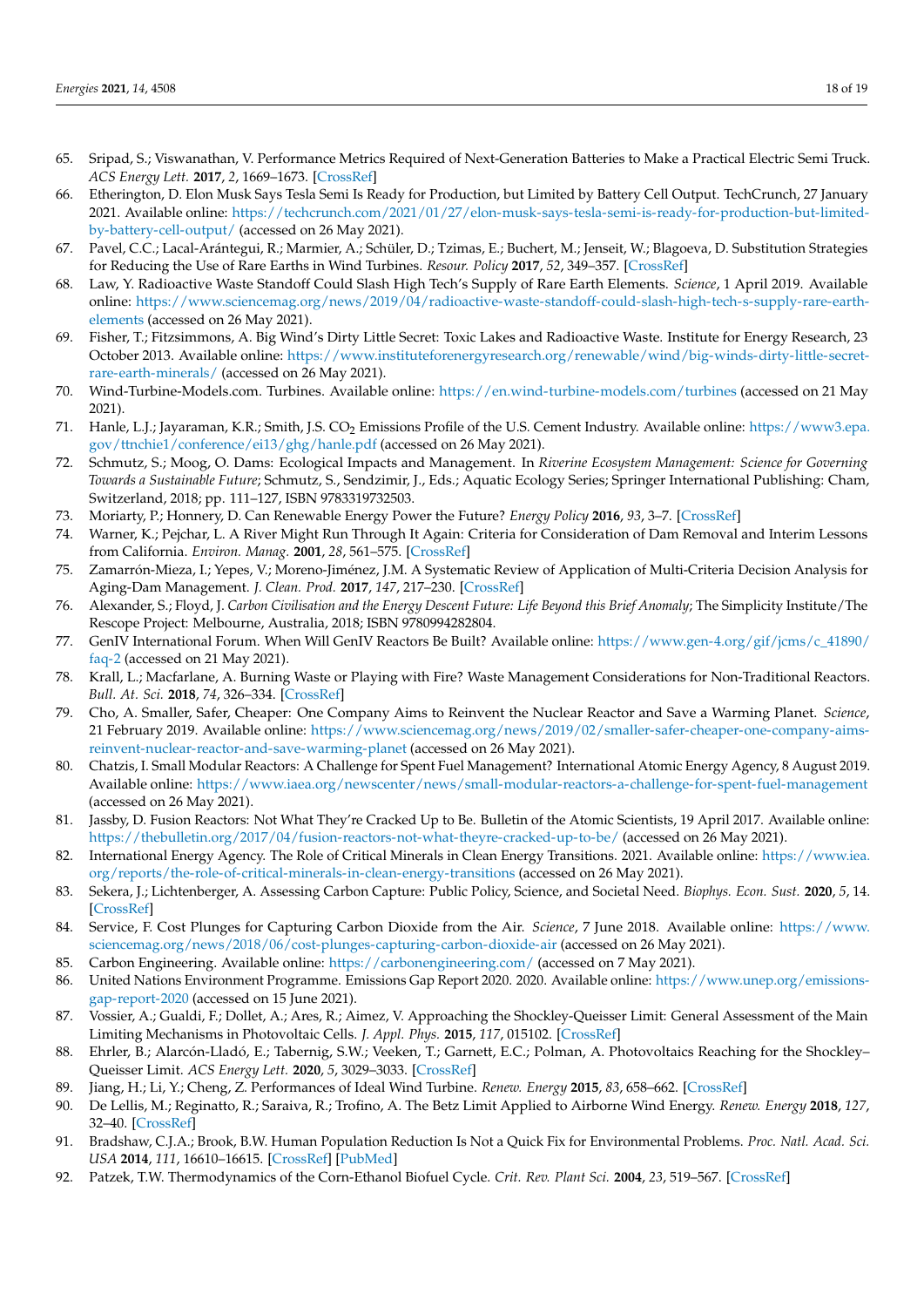65. Sripad, S.; Viswanathan, V. Performance Metrics Required of Next-Generation Batteries to Make a Practical Electric Semi Truck. *ACS Energy Lett.* **2017**, *2*, 1669–1673. [CrossRef]
66. Etherington, D. Elon Musk Says Tesla Semi Is Ready for Production, but Limited by Battery Cell Output. TechCrunch, 27 January 2021. Available online: https://techcrunch.com/2021/01/27/elon-musk-says-tesla-semi-is-ready-for-production-but-limited-by-battery-cell-output/ (accessed on 26 May 2021).
67. Pavel, C.C.; Lacal-Arántegui, R.; Marmier, A.; Schüler, D.; Tzimas, E.; Buchert, M.; Jenseit, W.; Blagoeva, D. Substitution Strategies for Reducing the Use of Rare Earths in Wind Turbines. *Resour. Policy* **2017**, *52*, 349–357. [CrossRef]
68. Law, Y. Radioactive Waste Standoff Could Slash High Tech's Supply of Rare Earth Elements. *Science*, 1 April 2019. Available online: https://www.sciencemag.org/news/2019/04/radioactive-waste-standoff-could-slash-high-tech-s-supply-rare-earth-elements (accessed on 26 May 2021).
69. Fisher, T.; Fitzsimmons, A. Big Wind's Dirty Little Secret: Toxic Lakes and Radioactive Waste. Institute for Energy Research, 23 October 2013. Available online: https://www.instituteforenergyresearch.org/renewable/wind/big-winds-dirty-little-secret-rare-earth-minerals/ (accessed on 26 May 2021).
70. Wind-Turbine-Models.com. Turbines. Available online: https://en.wind-turbine-models.com/turbines (accessed on 21 May 2021).
71. Hanle, L.J.; Jayaraman, K.R.; Smith, J.S. $CO_2$ Emissions Profile of the U.S. Cement Industry. Available online: https://www3.epa.gov/ttnchie1/conference/ei13/ghg/hanle.pdf (accessed on 26 May 2021).
72. Schmutz, S.; Moog, O. Dams: Ecological Impacts and Management. In *Riverine Ecosystem Management: Science for Governing Towards a Sustainable Future*; Schmutz, S., Sendzimir, J., Eds.; Aquatic Ecology Series; Springer International Publishing: Cham, Switzerland, 2018; pp. 111–127, ISBN 9783319732503.
73. Moriarty, P.; Honnery, D. Can Renewable Energy Power the Future? *Energy Policy* **2016**, *93*, 3–7. [CrossRef]
74. Warner, K.; Pejchar, L. A River Might Run Through It Again: Criteria for Consideration of Dam Removal and Interim Lessons from California. *Environ. Manag.* **2001**, *28*, 561–575. [CrossRef]
75. Zamarrón-Mieza, I.; Yepes, V.; Moreno-Jiménez, J.M. A Systematic Review of Application of Multi-Criteria Decision Analysis for Aging-Dam Management. *J. Clean. Prod.* **2017**, *147*, 217–230. [CrossRef]
76. Alexander, S.; Floyd, J. *Carbon Civilisation and the Energy Descent Future: Life Beyond this Brief Anomaly*; The Simplicity Institute/The Rescope Project: Melbourne, Australia, 2018; ISBN 9780994282804.
77. GenIV International Forum. When Will GenIV Reactors Be Built? Available online: https://www.gen-4.org/gif/jcms/c_41890/faq-2 (accessed on 21 May 2021).
78. Krall, L.; Macfarlane, A. Burning Waste or Playing with Fire? Waste Management Considerations for Non-Traditional Reactors. *Bull. At. Sci.* **2018**, *74*, 326–334. [CrossRef]
79. Cho, A. Smaller, Safer, Cheaper: One Company Aims to Reinvent the Nuclear Reactor and Save a Warming Planet. *Science*, 21 February 2019. Available online: https://www.sciencemag.org/news/2019/02/smaller-safer-cheaper-one-company-aims-reinvent-nuclear-reactor-and-save-warming-planet (accessed on 26 May 2021).
80. Chatzis, I. Small Modular Reactors: A Challenge for Spent Fuel Management? International Atomic Energy Agency, 8 August 2019. Available online: https://www.iaea.org/newscenter/news/small-modular-reactors-a-challenge-for-spent-fuel-management (accessed on 26 May 2021).
81. Jassby, D. Fusion Reactors: Not What They're Cracked Up to Be. Bulletin of the Atomic Scientists, 19 April 2017. Available online: https://thebulletin.org/2017/04/fusion-reactors-not-what-theyre-cracked-up-to-be/ (accessed on 26 May 2021).
82. International Energy Agency. The Role of Critical Minerals in Clean Energy Transitions. 2021. Available online: https://www.iea.org/reports/the-role-of-critical-minerals-in-clean-energy-transitions (accessed on 26 May 2021).
83. Sekera, J.; Lichtenberger, A. Assessing Carbon Capture: Public Policy, Science, and Societal Need. *Biophys. Econ. Sust.* **2020**, *5*, 14. [CrossRef]
84. Service, F. Cost Plunges for Capturing Carbon Dioxide from the Air. *Science*, 7 June 2018. Available online: https://www.sciencemag.org/news/2018/06/cost-plunges-capturing-carbon-dioxide-air (accessed on 26 May 2021).
85. Carbon Engineering. Available online: https://carbonengineering.com/ (accessed on 7 May 2021).
86. United Nations Environment Programme. Emissions Gap Report 2020. 2020. Available online: https://www.unep.org/emissions-gap-report-2020 (accessed on 15 June 2021).
87. Vossier, A.; Gualdi, F.; Dollet, A.; Ares, R.; Aimez, V. Approaching the Shockley-Queisser Limit: General Assessment of the Main Limiting Mechanisms in Photovoltaic Cells. *J. Appl. Phys.* **2015**, *117*, 015102. [CrossRef]
88. Ehrler, B.; Alarcón-Lladó, E.; Tabernig, S.W.; Veeken, T.; Garnett, E.C.; Polman, A. Photovoltaics Reaching for the Shockley–Queisser Limit. *ACS Energy Lett.* **2020**, *5*, 3029–3033. [CrossRef]
89. Jiang, H.; Li, Y.; Cheng, Z. Performances of Ideal Wind Turbine. *Renew. Energy* **2015**, *83*, 658–662. [CrossRef]
90. De Lellis, M.; Reginatto, R.; Saraiva, R.; Trofino, A. The Betz Limit Applied to Airborne Wind Energy. *Renew. Energy* **2018**, *127*, 32–40. [CrossRef]
91. Bradshaw, C.J.A.; Brook, B.W. Human Population Reduction Is Not a Quick Fix for Environmental Problems. *Proc. Natl. Acad. Sci. USA* **2014**, *111*, 16610–16615. [CrossRef] [PubMed]
92. Patzek, T.W. Thermodynamics of the Corn-Ethanol Biofuel Cycle. *Crit. Rev. Plant Sci.* **2004**, *23*, 519–567. [CrossRef]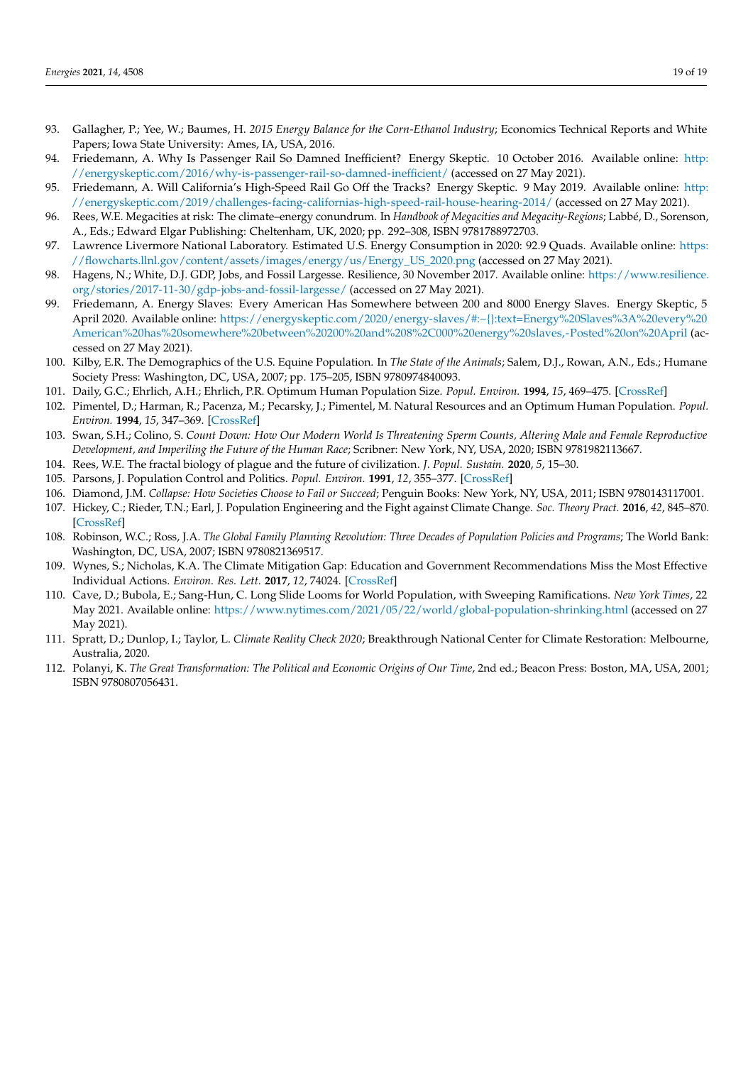93. Gallagher, P.; Yee, W.; Baumes, H. *2015 Energy Balance for the Corn-Ethanol Industry*; Economics Technical Reports and White Papers; Iowa State University: Ames, IA, USA, 2016.
94. Friedemann, A. Why Is Passenger Rail So Damned Inefficient? Energy Skeptic. 10 October 2016. Available online: http://energyskeptic.com/2016/why-is-passenger-rail-so-damned-inefficient/ (accessed on 27 May 2021).
95. Friedemann, A. Will California's High-Speed Rail Go Off the Tracks? Energy Skeptic. 9 May 2019. Available online: http://energyskeptic.com/2019/challenges-facing-californias-high-speed-rail-house-hearing-2014/ (accessed on 27 May 2021).
96. Rees, W.E. Megacities at risk: The climate–energy conundrum. In *Handbook of Megacities and Megacity-Regions*; Labbé, D., Sorenson, A., Eds.; Edward Elgar Publishing: Cheltenham, UK, 2020; pp. 292–308, ISBN 9781788972703.
97. Lawrence Livermore National Laboratory. Estimated U.S. Energy Consumption in 2020: 92.9 Quads. Available online: https://flowcharts.llnl.gov/content/assets/images/energy/us/Energy_US_2020.png (accessed on 27 May 2021).
98. Hagens, N.; White, D.J. GDP, Jobs, and Fossil Largesse. Resilience, 30 November 2017. Available online: https://www.resilience.org/stories/2017-11-30/gdp-jobs-and-fossil-largesse/ (accessed on 27 May 2021).
99. Friedemann, A. Energy Slaves: Every American Has Somewhere between 200 and 8000 Energy Slaves. Energy Skeptic, 5 April 2020. Available online: https://energyskeptic.com/2020/energy-slaves/#:~{}:text=Energy%20Slaves%3A%20every%20American%20has%20somewhere%20between%20200%20and%208%2C000%20energy%20slaves,-Posted%20on%20April (accessed on 27 May 2021).
100. Kilby, E.R. The Demographics of the U.S. Equine Population. In *The State of the Animals*; Salem, D.J., Rowan, A.N., Eds.; Humane Society Press: Washington, DC, USA, 2007; pp. 175–205, ISBN 9780974840093.
101. Daily, G.C.; Ehrlich, A.H.; Ehrlich, P.R. Optimum Human Population Size. *Popul. Environ.* **1994**, *15*, 469–475. [CrossRef]
102. Pimentel, D.; Harman, R.; Pacenza, M.; Pecarsky, J.; Pimentel, M. Natural Resources and an Optimum Human Population. *Popul. Environ.* **1994**, *15*, 347–369. [CrossRef]
103. Swan, S.H.; Colino, S. *Count Down: How Our Modern World Is Threatening Sperm Counts, Altering Male and Female Reproductive Development, and Imperiling the Future of the Human Race*; Scribner: New York, NY, USA, 2020; ISBN 9781982113667.
104. Rees, W.E. The fractal biology of plague and the future of civilization. *J. Popul. Sustain.* **2020**, *5*, 15–30.
105. Parsons, J. Population Control and Politics. *Popul. Environ.* **1991**, *12*, 355–377. [CrossRef]
106. Diamond, J.M. *Collapse: How Societies Choose to Fail or Succeed*; Penguin Books: New York, NY, USA, 2011; ISBN 9780143117001.
107. Hickey, C.; Rieder, T.N.; Earl, J. Population Engineering and the Fight against Climate Change. *Soc. Theory Pract.* **2016**, *42*, 845–870. [CrossRef]
108. Robinson, W.C.; Ross, J.A. *The Global Family Planning Revolution: Three Decades of Population Policies and Programs*; The World Bank: Washington, DC, USA, 2007; ISBN 9780821369517.
109. Wynes, S.; Nicholas, K.A. The Climate Mitigation Gap: Education and Government Recommendations Miss the Most Effective Individual Actions. *Environ. Res. Lett.* **2017**, *12*, 74024. [CrossRef]
110. Cave, D.; Bubola, E.; Sang-Hun, C. Long Slide Looms for World Population, with Sweeping Ramifications. *New York Times*, 22 May 2021. Available online: https://www.nytimes.com/2021/05/22/world/global-population-shrinking.html (accessed on 27 May 2021).
111. Spratt, D.; Dunlop, I.; Taylor, L. *Climate Reality Check 2020*; Breakthrough National Center for Climate Restoration: Melbourne, Australia, 2020.
112. Polanyi, K. *The Great Transformation: The Political and Economic Origins of Our Time*, 2nd ed.; Beacon Press: Boston, MA, USA, 2001; ISBN 9780807056431.